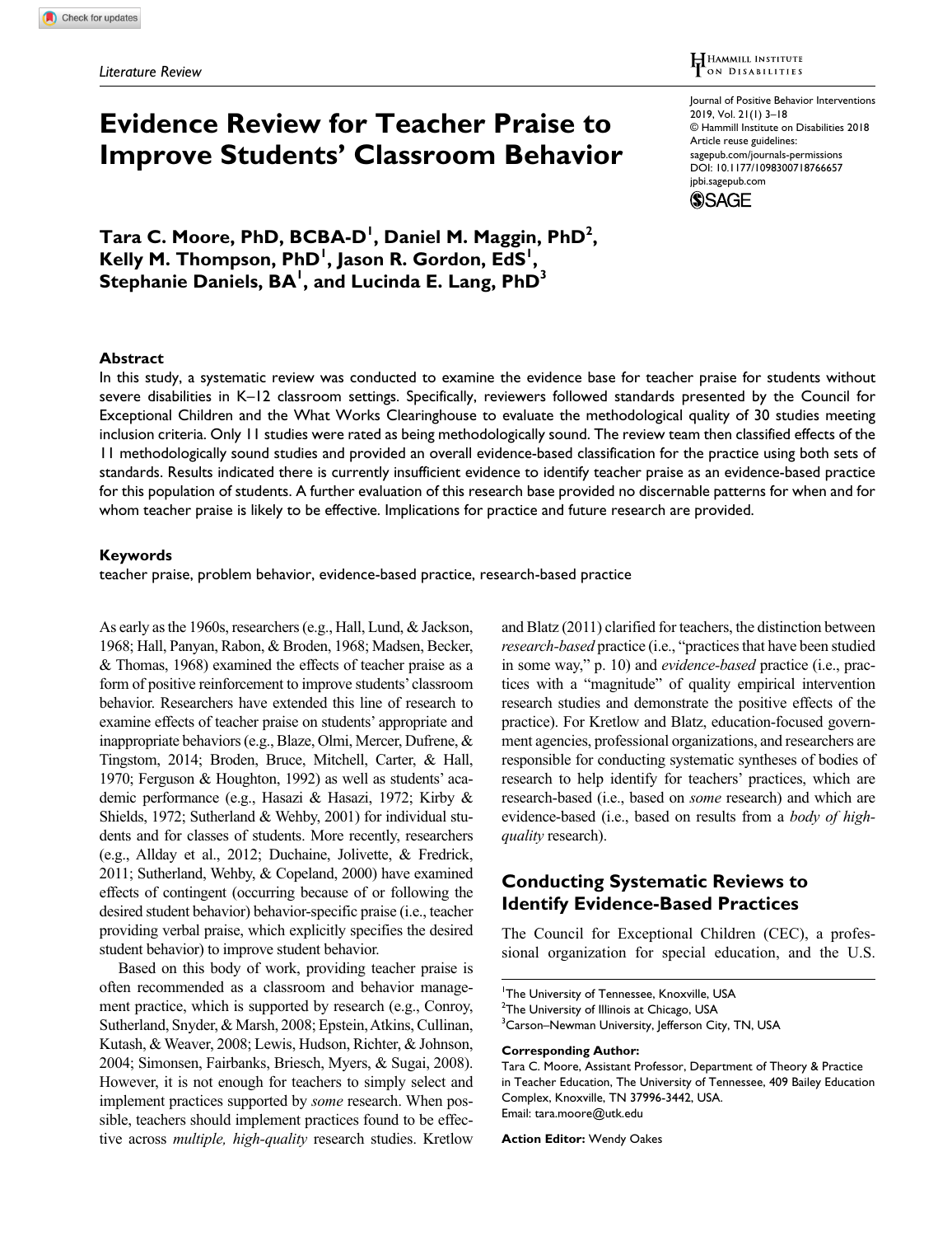Literature Review

# Evidence Review for Teacher Praise to Improve Students' Classroom Behavior

Journal of Positive Behavior Interventions
2019, Vol. 21(1) 3–18
© Hammill Institute on Disabilities 2018
Article reuse guidelines: sagepub.com/journals-permissions
DOI: 10.1177/1098300718766657
jpbi.sagepub.com

**Tara C. Moore, PhD, BCBA-D[1], Daniel M. Maggin, PhD[2], Kelly M. Thompson, PhD[1], Jason R. Gordon, EdS[1], Stephanie Daniels, BA[1], and Lucinda E. Lang, PhD[3]**

## Abstract

In this study, a systematic review was conducted to examine the evidence base for teacher praise for students without severe disabilities in K–12 classroom settings. Specifically, reviewers followed standards presented by the Council for Exceptional Children and the What Works Clearinghouse to evaluate the methodological quality of 30 studies meeting inclusion criteria. Only 11 studies were rated as being methodologically sound. The review team then classified effects of the 11 methodologically sound studies and provided an overall evidence-based classification for the practice using both sets of standards. Results indicated there is currently insufficient evidence to identify teacher praise as an evidence-based practice for this population of students. A further evaluation of this research base provided no discernable patterns for when and for whom teacher praise is likely to be effective. Implications for practice and future research are provided.

## Keywords

teacher praise, problem behavior, evidence-based practice, research-based practice

As early as the 1960s, researchers (e.g., Hall, Lund, & Jackson, 1968; Hall, Panyan, Rabon, & Broden, 1968; Madsen, Becker, & Thomas, 1968) examined the effects of teacher praise as a form of positive reinforcement to improve students' classroom behavior. Researchers have extended this line of research to examine effects of teacher praise on students' appropriate and inappropriate behaviors (e.g., Blaze, Olmi, Mercer, Dufrene, & Tingstom, 2014; Broden, Bruce, Mitchell, Carter, & Hall, 1970; Ferguson & Houghton, 1992) as well as students' academic performance (e.g., Hasazi & Hasazi, 1972; Kirby & Shields, 1972; Sutherland & Wehby, 2001) for individual students and for classes of students. More recently, researchers (e.g., Allday et al., 2012; Duchaine, Jolivette, & Fredrick, 2011; Sutherland, Wehby, & Copeland, 2000) have examined effects of contingent (occurring because of or following the desired student behavior) behavior-specific praise (i.e., teacher providing verbal praise, which explicitly specifies the desired student behavior) to improve student behavior.

Based on this body of work, providing teacher praise is often recommended as a classroom and behavior management practice, which is supported by research (e.g., Conroy, Sutherland, Snyder, & Marsh, 2008; Epstein, Atkins, Cullinan, Kutash, & Weaver, 2008; Lewis, Hudson, Richter, & Johnson, 2004; Simonsen, Fairbanks, Briesch, Myers, & Sugai, 2008). However, it is not enough for teachers to simply select and implement practices supported by *some* research. When possible, teachers should implement practices found to be effective across *multiple, high-quality* research studies. Kretlow and Blatz (2011) clarified for teachers, the distinction between *research-based* practice (i.e., "practices that have been studied in some way," p. 10) and *evidence-based* practice (i.e., practices with a "magnitude" of quality empirical intervention research studies and demonstrate the positive effects of the practice). For Kretlow and Blatz, education-focused government agencies, professional organizations, and researchers are responsible for conducting systematic syntheses of bodies of research to help identify for teachers' practices, which are research-based (i.e., based on *some* research) and which are evidence-based (i.e., based on results from a *body of high-quality* research).

## Conducting Systematic Reviews to Identify Evidence-Based Practices

The Council for Exceptional Children (CEC), a professional organization for special education, and the U.S.

[1]The University of Tennessee, Knoxville, USA
[2]The University of Illinois at Chicago, USA
[3]Carson–Newman University, Jefferson City, TN, USA

**Corresponding Author:**
Tara C. Moore, Assistant Professor, Department of Theory & Practice in Teacher Education, The University of Tennessee, 409 Bailey Education Complex, Knoxville, TN 37996-3442, USA.
Email: tara.moore@utk.edu

**Action Editor:** Wendy Oakes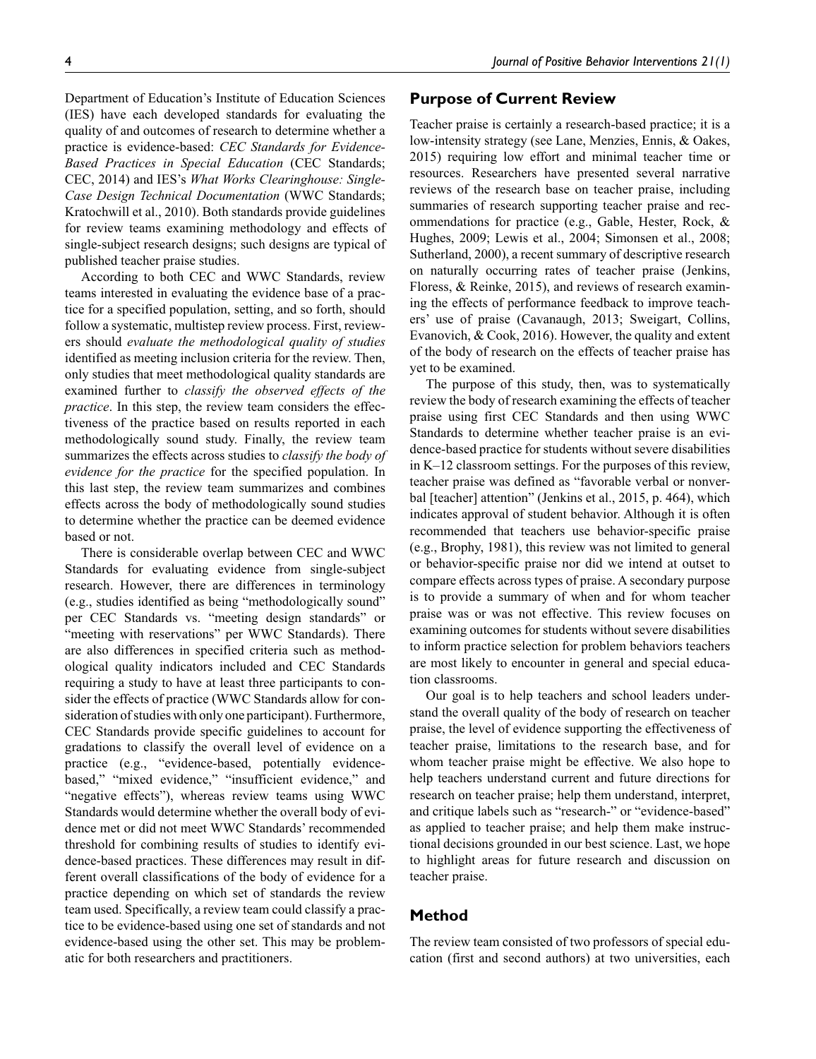Department of Education's Institute of Education Sciences (IES) have each developed standards for evaluating the quality of and outcomes of research to determine whether a practice is evidence-based: *CEC Standards for Evidence-Based Practices in Special Education* (CEC Standards; CEC, 2014) and IES's *What Works Clearinghouse: Single-Case Design Technical Documentation* (WWC Standards; Kratochwill et al., 2010). Both standards provide guidelines for review teams examining methodology and effects of single-subject research designs; such designs are typical of published teacher praise studies.

According to both CEC and WWC Standards, review teams interested in evaluating the evidence base of a practice for a specified population, setting, and so forth, should follow a systematic, multistep review process. First, reviewers should *evaluate the methodological quality of studies* identified as meeting inclusion criteria for the review. Then, only studies that meet methodological quality standards are examined further to *classify the observed effects of the practice*. In this step, the review team considers the effectiveness of the practice based on results reported in each methodologically sound study. Finally, the review team summarizes the effects across studies to *classify the body of evidence for the practice* for the specified population. In this last step, the review team summarizes and combines effects across the body of methodologically sound studies to determine whether the practice can be deemed evidence based or not.

There is considerable overlap between CEC and WWC Standards for evaluating evidence from single-subject research. However, there are differences in terminology (e.g., studies identified as being "methodologically sound" per CEC Standards vs. "meeting design standards" or "meeting with reservations" per WWC Standards). There are also differences in specified criteria such as methodological quality indicators included and CEC Standards requiring a study to have at least three participants to consider the effects of practice (WWC Standards allow for consideration of studies with only one participant). Furthermore, CEC Standards provide specific guidelines to account for gradations to classify the overall level of evidence on a practice (e.g., "evidence-based, potentially evidence-based," "mixed evidence," "insufficient evidence," and "negative effects"), whereas review teams using WWC Standards would determine whether the overall body of evidence met or did not meet WWC Standards' recommended threshold for combining results of studies to identify evidence-based practices. These differences may result in different overall classifications of the body of evidence for a practice depending on which set of standards the review team used. Specifically, a review team could classify a practice to be evidence-based using one set of standards and not evidence-based using the other set. This may be problematic for both researchers and practitioners.

## Purpose of Current Review

Teacher praise is certainly a research-based practice; it is a low-intensity strategy (see Lane, Menzies, Ennis, & Oakes, 2015) requiring low effort and minimal teacher time or resources. Researchers have presented several narrative reviews of the research base on teacher praise, including summaries of research supporting teacher praise and recommendations for practice (e.g., Gable, Hester, Rock, & Hughes, 2009; Lewis et al., 2004; Simonsen et al., 2008; Sutherland, 2000), a recent summary of descriptive research on naturally occurring rates of teacher praise (Jenkins, Floress, & Reinke, 2015), and reviews of research examining the effects of performance feedback to improve teachers' use of praise (Cavanaugh, 2013; Sweigart, Collins, Evanovich, & Cook, 2016). However, the quality and extent of the body of research on the effects of teacher praise has yet to be examined.

The purpose of this study, then, was to systematically review the body of research examining the effects of teacher praise using first CEC Standards and then using WWC Standards to determine whether teacher praise is an evidence-based practice for students without severe disabilities in K–12 classroom settings. For the purposes of this review, teacher praise was defined as "favorable verbal or nonverbal [teacher] attention" (Jenkins et al., 2015, p. 464), which indicates approval of student behavior. Although it is often recommended that teachers use behavior-specific praise (e.g., Brophy, 1981), this review was not limited to general or behavior-specific praise nor did we intend at outset to compare effects across types of praise. A secondary purpose is to provide a summary of when and for whom teacher praise was or was not effective. This review focuses on examining outcomes for students without severe disabilities to inform practice selection for problem behaviors teachers are most likely to encounter in general and special education classrooms.

Our goal is to help teachers and school leaders understand the overall quality of the body of research on teacher praise, the level of evidence supporting the effectiveness of teacher praise, limitations to the research base, and for whom teacher praise might be effective. We also hope to help teachers understand current and future directions for research on teacher praise; help them understand, interpret, and critique labels such as "research-" or "evidence-based" as applied to teacher praise; and help them make instructional decisions grounded in our best science. Last, we hope to highlight areas for future research and discussion on teacher praise.

## Method

The review team consisted of two professors of special education (first and second authors) at two universities, each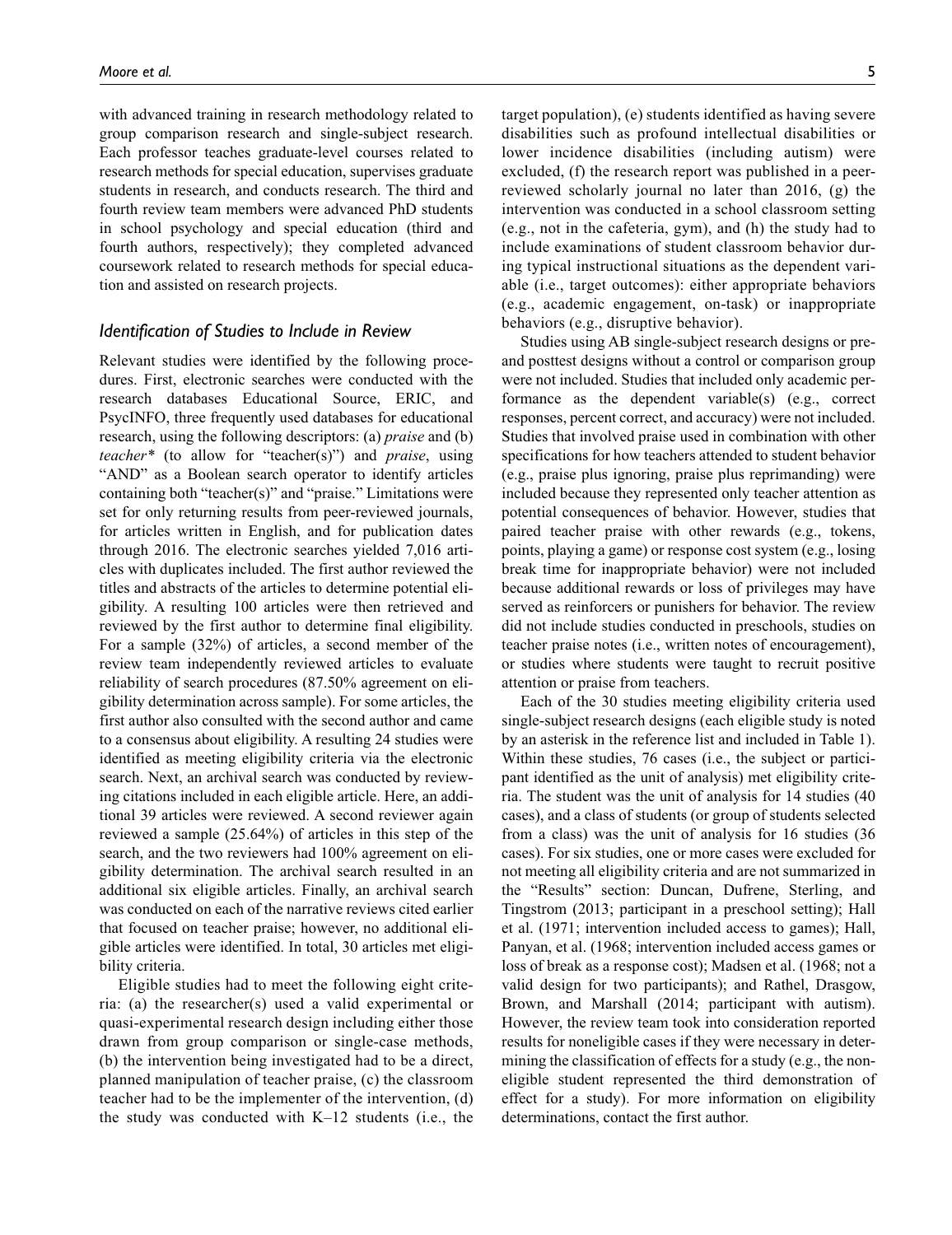with advanced training in research methodology related to group comparison research and single-subject research. Each professor teaches graduate-level courses related to research methods for special education, supervises graduate students in research, and conducts research. The third and fourth review team members were advanced PhD students in school psychology and special education (third and fourth authors, respectively); they completed advanced coursework related to research methods for special education and assisted on research projects.

### *Identification of Studies to Include in Review*

Relevant studies were identified by the following procedures. First, electronic searches were conducted with the research databases Educational Source, ERIC, and PsycINFO, three frequently used databases for educational research, using the following descriptors: (a) *praise* and (b) *teacher** (to allow for "teacher(s)") and *praise*, using "AND" as a Boolean search operator to identify articles containing both "teacher(s)" and "praise." Limitations were set for only returning results from peer-reviewed journals, for articles written in English, and for publication dates through 2016. The electronic searches yielded 7,016 articles with duplicates included. The first author reviewed the titles and abstracts of the articles to determine potential eligibility. A resulting 100 articles were then retrieved and reviewed by the first author to determine final eligibility. For a sample (32%) of articles, a second member of the review team independently reviewed articles to evaluate reliability of search procedures (87.50% agreement on eligibility determination across sample). For some articles, the first author also consulted with the second author and came to a consensus about eligibility. A resulting 24 studies were identified as meeting eligibility criteria via the electronic search. Next, an archival search was conducted by reviewing citations included in each eligible article. Here, an additional 39 articles were reviewed. A second reviewer again reviewed a sample (25.64%) of articles in this step of the search, and the two reviewers had 100% agreement on eligibility determination. The archival search resulted in an additional six eligible articles. Finally, an archival search was conducted on each of the narrative reviews cited earlier that focused on teacher praise; however, no additional eligible articles were identified. In total, 30 articles met eligibility criteria.

Eligible studies had to meet the following eight criteria: (a) the researcher(s) used a valid experimental or quasi-experimental research design including either those drawn from group comparison or single-case methods, (b) the intervention being investigated had to be a direct, planned manipulation of teacher praise, (c) the classroom teacher had to be the implementer of the intervention, (d) the study was conducted with K–12 students (i.e., the target population), (e) students identified as having severe disabilities such as profound intellectual disabilities or lower incidence disabilities (including autism) were excluded, (f) the research report was published in a peer-reviewed scholarly journal no later than 2016, (g) the intervention was conducted in a school classroom setting (e.g., not in the cafeteria, gym), and (h) the study had to include examinations of student classroom behavior during typical instructional situations as the dependent variable (i.e., target outcomes): either appropriate behaviors (e.g., academic engagement, on-task) or inappropriate behaviors (e.g., disruptive behavior).

Studies using AB single-subject research designs or pre- and posttest designs without a control or comparison group were not included. Studies that included only academic performance as the dependent variable(s) (e.g., correct responses, percent correct, and accuracy) were not included. Studies that involved praise used in combination with other specifications for how teachers attended to student behavior (e.g., praise plus ignoring, praise plus reprimanding) were included because they represented only teacher attention as potential consequences of behavior. However, studies that paired teacher praise with other rewards (e.g., tokens, points, playing a game) or response cost system (e.g., losing break time for inappropriate behavior) were not included because additional rewards or loss of privileges may have served as reinforcers or punishers for behavior. The review did not include studies conducted in preschools, studies on teacher praise notes (i.e., written notes of encouragement), or studies where students were taught to recruit positive attention or praise from teachers.

Each of the 30 studies meeting eligibility criteria used single-subject research designs (each eligible study is noted by an asterisk in the reference list and included in Table 1). Within these studies, 76 cases (i.e., the subject or participant identified as the unit of analysis) met eligibility criteria. The student was the unit of analysis for 14 studies (40 cases), and a class of students (or group of students selected from a class) was the unit of analysis for 16 studies (36 cases). For six studies, one or more cases were excluded for not meeting all eligibility criteria and are not summarized in the "Results" section: Duncan, Dufrene, Sterling, and Tingstrom (2013; participant in a preschool setting); Hall et al. (1971; intervention included access to games); Hall, Panyan, et al. (1968; intervention included access games or loss of break as a response cost); Madsen et al. (1968; not a valid design for two participants); and Rathel, Drasgow, Brown, and Marshall (2014; participant with autism). However, the review team took into consideration reported results for noneligible cases if they were necessary in determining the classification of effects for a study (e.g., the noneligible student represented the third demonstration of effect for a study). For more information on eligibility determinations, contact the first author.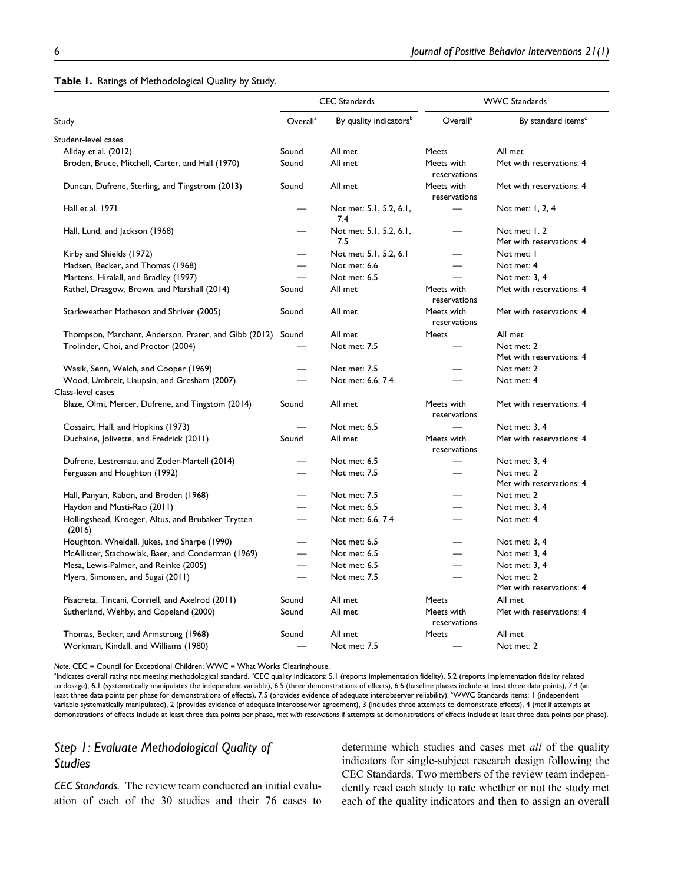**Table 1.** Ratings of Methodological Quality by Study.

| Study | CEC Standards | | WWC Standards | |
|---|---|---|---|---|
| | Overall[a] | By quality indicators[b] | Overall[a] | By standard items[c] |
| Student-level cases | | | | |
| Allday et al. (2012) | Sound | All met | Meets | All met |
| Broden, Bruce, Mitchell, Carter, and Hall (1970) | Sound | All met | Meets with reservations | Met with reservations: 4 |
| Duncan, Dufrene, Sterling, and Tingstrom (2013) | Sound | All met | Meets with reservations | Met with reservations: 4 |
| Hall et al. 1971 | — | Not met: 5.1, 5.2, 6.1, 7.4 | — | Not met: 1, 2, 4 |
| Hall, Lund, and Jackson (1968) | — | Not met: 5.1, 5.2, 6.1, 7.5 | — | Not met: 1, 2 Met with reservations: 4 |
| Kirby and Shields (1972) | — | Not met: 5.1, 5.2, 6.1 | — | Not met: 1 |
| Madsen, Becker, and Thomas (1968) | — | Not met: 6.6 | — | Not met: 4 |
| Martens, Hiralall, and Bradley (1997) | — | Not met: 6.5 | — | Not met: 3, 4 |
| Rathel, Drasgow, Brown, and Marshall (2014) | Sound | All met | Meets with reservations | Met with reservations: 4 |
| Starkweather Matheson and Shriver (2005) | Sound | All met | Meets with reservations | Met with reservations: 4 |
| Thompson, Marchant, Anderson, Prater, and Gibb (2012) | Sound | All met | Meets | All met |
| Trolinder, Choi, and Proctor (2004) | — | Not met: 7.5 | — | Not met: 2 Met with reservations: 4 |
| Wasik, Senn, Welch, and Cooper (1969) | — | Not met: 7.5 | — | Not met: 2 |
| Wood, Umbreit, Liaupsin, and Gresham (2007) | — | Not met: 6.6, 7.4 | — | Not met: 4 |
| Class-level cases | | | | |
| Blaze, Olmi, Mercer, Dufrene, and Tingstom (2014) | Sound | All met | Meets with reservations | Met with reservations: 4 |
| Cossairt, Hall, and Hopkins (1973) | — | Not met: 6.5 | — | Not met: 3, 4 |
| Duchaine, Jolivette, and Fredrick (2011) | Sound | All met | Meets with reservations | Met with reservations: 4 |
| Dufrene, Lestremau, and Zoder-Martell (2014) | — | Not met: 6.5 | — | Not met: 3, 4 |
| Ferguson and Houghton (1992) | — | Not met: 7.5 | — | Not met: 2 Met with reservations: 4 |
| Hall, Panyan, Rabon, and Broden (1968) | — | Not met: 7.5 | — | Not met: 2 |
| Haydon and Musti-Rao (2011) | — | Not met: 6.5 | — | Not met: 3, 4 |
| Hollingshead, Kroeger, Altus, and Brubaker Trytten (2016) | — | Not met: 6.6, 7.4 | — | Not met: 4 |
| Houghton, Wheldall, Jukes, and Sharpe (1990) | — | Not met: 6.5 | — | Not met: 3, 4 |
| McAllister, Stachowiak, Baer, and Conderman (1969) | — | Not met: 6.5 | — | Not met: 3, 4 |
| Mesa, Lewis-Palmer, and Reinke (2005) | — | Not met: 6.5 | — | Not met: 3, 4 |
| Myers, Simonsen, and Sugai (2011) | — | Not met: 7.5 | — | Not met: 2 Met with reservations: 4 |
| Pisacreta, Tincani, Connell, and Axelrod (2011) | Sound | All met | Meets | All met |
| Sutherland, Wehby, and Copeland (2000) | Sound | All met | Meets with reservations | Met with reservations: 4 |
| Thomas, Becker, and Armstrong (1968) | Sound | All met | Meets | All met |
| Workman, Kindall, and Williams (1980) | — | Not met: 7.5 | — | Not met: 2 |

*Note.* CEC = Council for Exceptional Children; WWC = What Works Clearinghouse.
[a]Indicates overall rating not meeting methodological standard. [b]CEC quality indicators: 5.1 (reports implementation fidelity), 5.2 (reports implementation fidelity related to dosage), 6.1 (systematically manipulates the independent variable), 6.5 (three demonstrations of effects), 6.6 (baseline phases include at least three data points), 7.4 (at least three data points per phase for demonstrations of effects), 7.5 (provides evidence of adequate interobserver reliability). [c]WWC Standards items: 1 (independent variable systematically manipulated), 2 (provides evidence of adequate interobserver agreement), 3 (includes three attempts to demonstrate effects), 4 (*met* if attempts at demonstrations of effects include at least three data points per phase, *met with reservations* if attempts at demonstrations of effects include at least three data points per phase).

## *Step 1: Evaluate Methodological Quality of Studies*

*CEC Standards.* The review team conducted an initial evaluation of each of the 30 studies and their 76 cases to determine which studies and cases met *all* of the quality indicators for single-subject research design following the CEC Standards. Two members of the review team independently read each study to rate whether or not the study met each of the quality indicators and then to assign an overall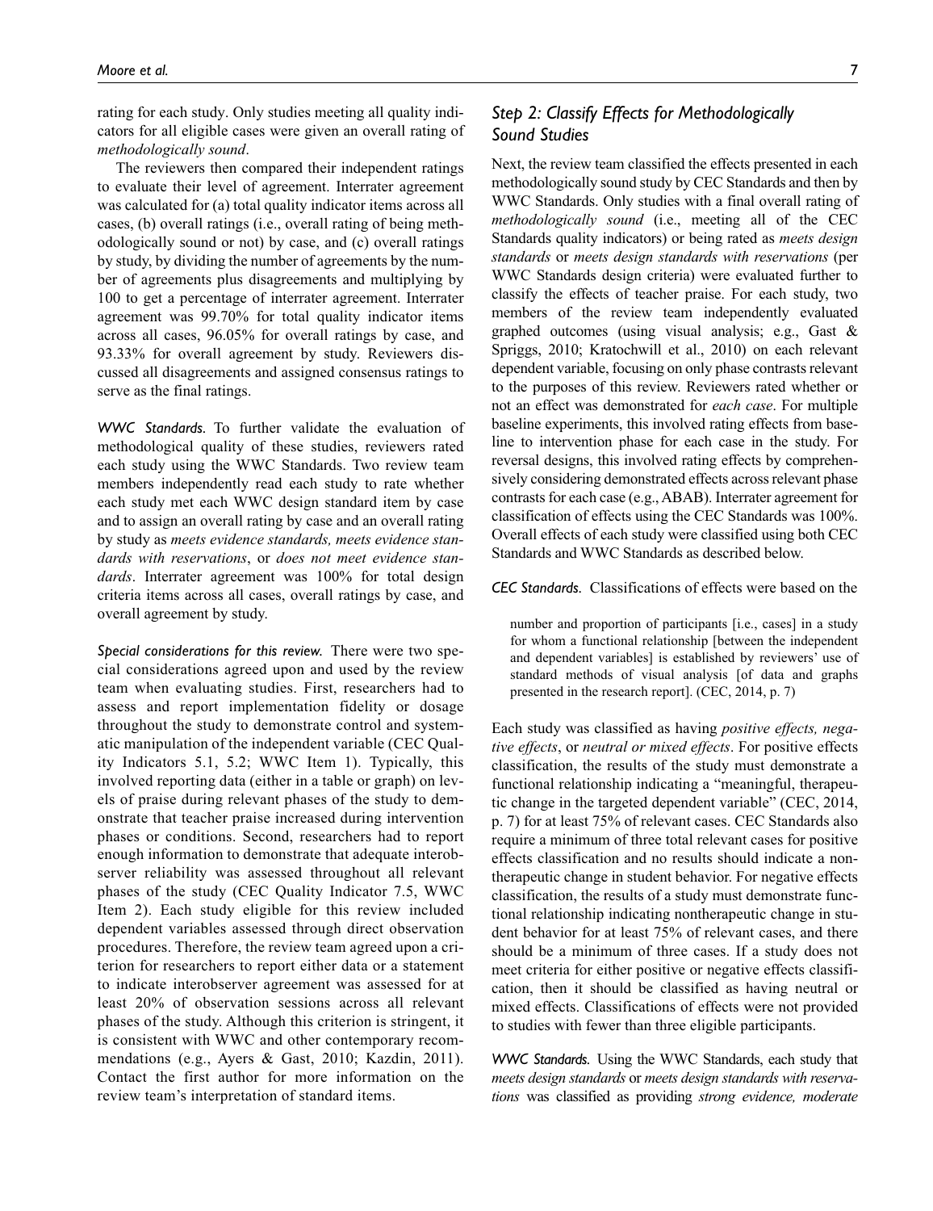rating for each study. Only studies meeting all quality indicators for all eligible cases were given an overall rating of *methodologically sound*.

The reviewers then compared their independent ratings to evaluate their level of agreement. Interrater agreement was calculated for (a) total quality indicator items across all cases, (b) overall ratings (i.e., overall rating of being methodologically sound or not) by case, and (c) overall ratings by study, by dividing the number of agreements by the number of agreements plus disagreements and multiplying by 100 to get a percentage of interrater agreement. Interrater agreement was 99.70% for total quality indicator items across all cases, 96.05% for overall ratings by case, and 93.33% for overall agreement by study. Reviewers discussed all disagreements and assigned consensus ratings to serve as the final ratings.

*WWC Standards.* To further validate the evaluation of methodological quality of these studies, reviewers rated each study using the WWC Standards. Two review team members independently read each study to rate whether each study met each WWC design standard item by case and to assign an overall rating by case and an overall rating by study as *meets evidence standards, meets evidence standards with reservations*, or *does not meet evidence standards*. Interrater agreement was 100% for total design criteria items across all cases, overall ratings by case, and overall agreement by study.

*Special considerations for this review.* There were two special considerations agreed upon and used by the review team when evaluating studies. First, researchers had to assess and report implementation fidelity or dosage throughout the study to demonstrate control and systematic manipulation of the independent variable (CEC Quality Indicators 5.1, 5.2; WWC Item 1). Typically, this involved reporting data (either in a table or graph) on levels of praise during relevant phases of the study to demonstrate that teacher praise increased during intervention phases or conditions. Second, researchers had to report enough information to demonstrate that adequate interobserver reliability was assessed throughout all relevant phases of the study (CEC Quality Indicator 7.5, WWC Item 2). Each study eligible for this review included dependent variables assessed through direct observation procedures. Therefore, the review team agreed upon a criterion for researchers to report either data or a statement to indicate interobserver agreement was assessed for at least 20% of observation sessions across all relevant phases of the study. Although this criterion is stringent, it is consistent with WWC and other contemporary recommendations (e.g., Ayers & Gast, 2010; Kazdin, 2011). Contact the first author for more information on the review team's interpretation of standard items.

### *Step 2: Classify Effects for Methodologically Sound Studies*

Next, the review team classified the effects presented in each methodologically sound study by CEC Standards and then by WWC Standards. Only studies with a final overall rating of *methodologically sound* (i.e., meeting all of the CEC Standards quality indicators) or being rated as *meets design standards* or *meets design standards with reservations* (per WWC Standards design criteria) were evaluated further to classify the effects of teacher praise. For each study, two members of the review team independently evaluated graphed outcomes (using visual analysis; e.g., Gast & Spriggs, 2010; Kratochwill et al., 2010) on each relevant dependent variable, focusing on only phase contrasts relevant to the purposes of this review. Reviewers rated whether or not an effect was demonstrated for *each case*. For multiple baseline experiments, this involved rating effects from baseline to intervention phase for each case in the study. For reversal designs, this involved rating effects by comprehensively considering demonstrated effects across relevant phase contrasts for each case (e.g., ABAB). Interrater agreement for classification of effects using the CEC Standards was 100%. Overall effects of each study were classified using both CEC Standards and WWC Standards as described below.

*CEC Standards.* Classifications of effects were based on the

> number and proportion of participants [i.e., cases] in a study for whom a functional relationship [between the independent and dependent variables] is established by reviewers' use of standard methods of visual analysis [of data and graphs presented in the research report]. (CEC, 2014, p. 7)

Each study was classified as having *positive effects, negative effects*, or *neutral or mixed effects*. For positive effects classification, the results of the study must demonstrate a functional relationship indicating a "meaningful, therapeutic change in the targeted dependent variable" (CEC, 2014, p. 7) for at least 75% of relevant cases. CEC Standards also require a minimum of three total relevant cases for positive effects classification and no results should indicate a nontherapeutic change in student behavior. For negative effects classification, the results of a study must demonstrate functional relationship indicating nontherapeutic change in student behavior for at least 75% of relevant cases, and there should be a minimum of three cases. If a study does not meet criteria for either positive or negative effects classification, then it should be classified as having neutral or mixed effects. Classifications of effects were not provided to studies with fewer than three eligible participants.

*WWC Standards.* Using the WWC Standards, each study that *meets design standards* or *meets design standards with reservations* was classified as providing *strong evidence, moderate*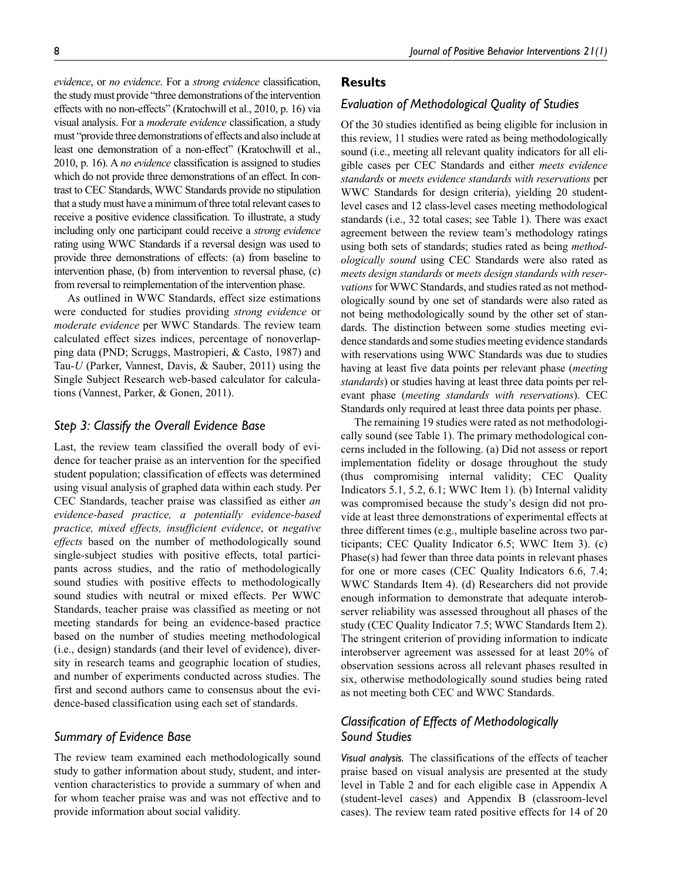*evidence*, or *no evidence*. For a *strong evidence* classification, the study must provide "three demonstrations of the intervention effects with no non-effects" (Kratochwill et al., 2010, p. 16) via visual analysis. For a *moderate evidence* classification, a study must "provide three demonstrations of effects and also include at least one demonstration of a non-effect" (Kratochwill et al., 2010, p. 16). A *no evidence* classification is assigned to studies which do not provide three demonstrations of an effect. In contrast to CEC Standards, WWC Standards provide no stipulation that a study must have a minimum of three total relevant cases to receive a positive evidence classification. To illustrate, a study including only one participant could receive a *strong evidence* rating using WWC Standards if a reversal design was used to provide three demonstrations of effects: (a) from baseline to intervention phase, (b) from intervention to reversal phase, (c) from reversal to reimplementation of the intervention phase.

As outlined in WWC Standards, effect size estimations were conducted for studies providing *strong evidence* or *moderate evidence* per WWC Standards. The review team calculated effect sizes indices, percentage of nonoverlapping data (PND; Scruggs, Mastropieri, & Casto, 1987) and Tau-*U* (Parker, Vannest, Davis, & Sauber, 2011) using the Single Subject Research web-based calculator for calculations (Vannest, Parker, & Gonen, 2011).

### *Step 3: Classify the Overall Evidence Base*

Last, the review team classified the overall body of evidence for teacher praise as an intervention for the specified student population; classification of effects was determined using visual analysis of graphed data within each study. Per CEC Standards, teacher praise was classified as either *an evidence-based practice, a potentially evidence-based practice, mixed effects, insufficient evidence*, or *negative effects* based on the number of methodologically sound single-subject studies with positive effects, total participants across studies, and the ratio of methodologically sound studies with positive effects to methodologically sound studies with neutral or mixed effects. Per WWC Standards, teacher praise was classified as meeting or not meeting standards for being an evidence-based practice based on the number of studies meeting methodological (i.e., design) standards (and their level of evidence), diversity in research teams and geographic location of studies, and number of experiments conducted across studies. The first and second authors came to consensus about the evidence-based classification using each set of standards.

### *Summary of Evidence Base*

The review team examined each methodologically sound study to gather information about study, student, and intervention characteristics to provide a summary of when and for whom teacher praise was and was not effective and to provide information about social validity.

## Results

### *Evaluation of Methodological Quality of Studies*

Of the 30 studies identified as being eligible for inclusion in this review, 11 studies were rated as being methodologically sound (i.e., meeting all relevant quality indicators for all eligible cases per CEC Standards and either *meets evidence standards* or *meets evidence standards with reservations* per WWC Standards for design criteria), yielding 20 student-level cases and 12 class-level cases meeting methodological standards (i.e., 32 total cases; see Table 1). There was exact agreement between the review team's methodology ratings using both sets of standards; studies rated as being *methodologically sound* using CEC Standards were also rated as *meets design standards* or *meets design standards with reservations* for WWC Standards, and studies rated as not methodologically sound by one set of standards were also rated as not being methodologically sound by the other set of standards. The distinction between some studies meeting evidence standards and some studies meeting evidence standards with reservations using WWC Standards was due to studies having at least five data points per relevant phase (*meeting standards*) or studies having at least three data points per relevant phase (*meeting standards with reservations*). CEC Standards only required at least three data points per phase.

The remaining 19 studies were rated as not methodologically sound (see Table 1). The primary methodological concerns included in the following. (a) Did not assess or report implementation fidelity or dosage throughout the study (thus compromising internal validity; CEC Quality Indicators 5.1, 5.2, 6.1; WWC Item 1). (b) Internal validity was compromised because the study's design did not provide at least three demonstrations of experimental effects at three different times (e.g., multiple baseline across two participants; CEC Quality Indicator 6.5; WWC Item 3). (c) Phase(s) had fewer than three data points in relevant phases for one or more cases (CEC Quality Indicators 6.6, 7.4; WWC Standards Item 4). (d) Researchers did not provide enough information to demonstrate that adequate interobserver reliability was assessed throughout all phases of the study (CEC Quality Indicator 7.5; WWC Standards Item 2). The stringent criterion of providing information to indicate interobserver agreement was assessed for at least 20% of observation sessions across all relevant phases resulted in six, otherwise methodologically sound studies being rated as not meeting both CEC and WWC Standards.

### *Classification of Effects of Methodologically Sound Studies*

*Visual analysis.* The classifications of the effects of teacher praise based on visual analysis are presented at the study level in Table 2 and for each eligible case in Appendix A (student-level cases) and Appendix B (classroom-level cases). The review team rated positive effects for 14 of 20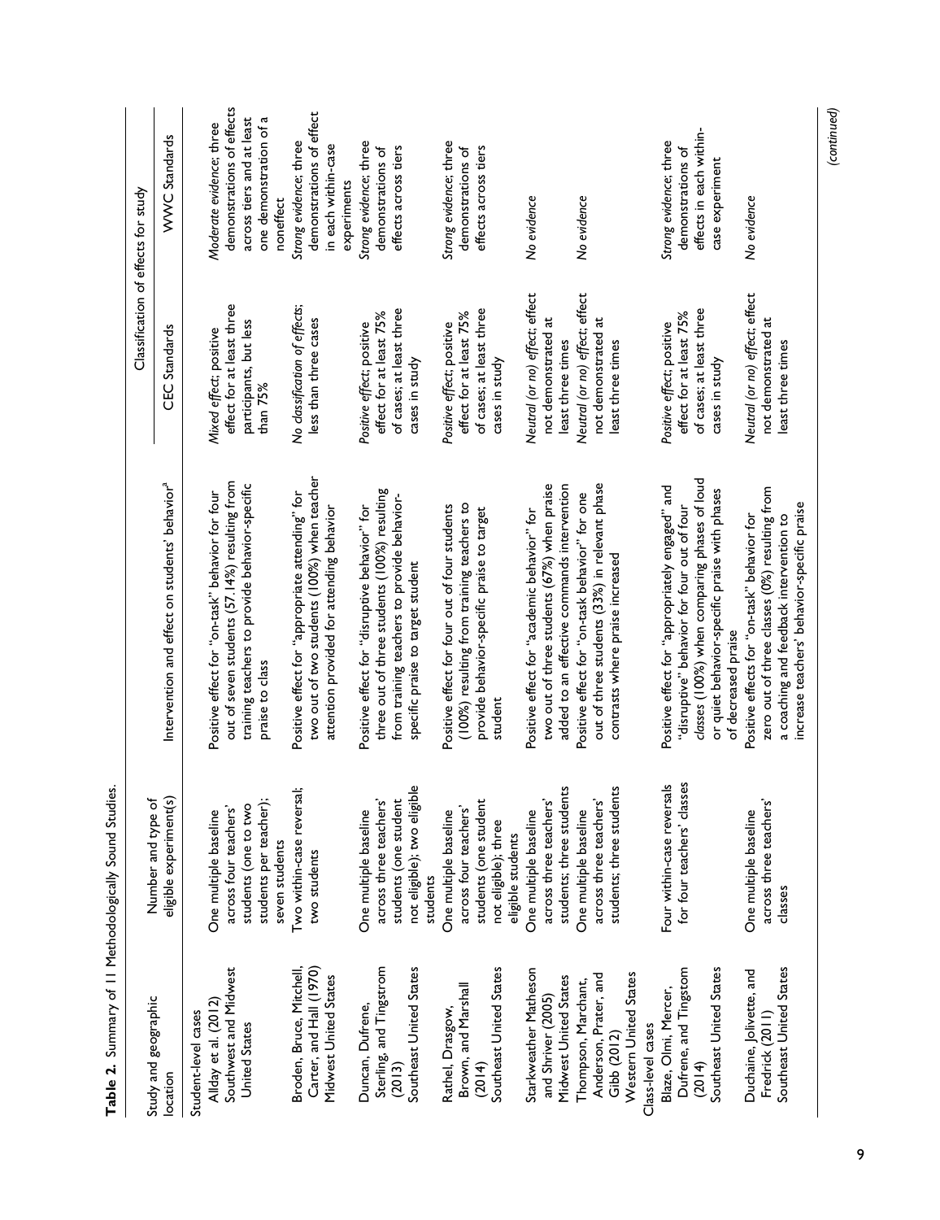**Table 2.** Summary of 11 Methodologically Sound Studies.

| Study and geographic location | Number and type of eligible experiment(s) | Intervention and effect on students' behavior[a] | Classification of effects for study | |
|---|---|---|---|---|
| | | | CEC Standards | WWC Standards |
| Student-level cases | | | | |
| Allday et al. (2012) Southwest and Midwest United States | One multiple baseline across four teachers' students (one to two students per teacher); seven students | Positive effect for "on-task" behavior for four out of seven students (57.14%) resulting from training teachers to provide behavior-specific praise to class | *Mixed effect*; positive effect for at least three participants, but less than 75% | *Moderate evidence*; three demonstrations of effects across tiers and at least one demonstration of a noneffect |
| Broden, Bruce, Mitchell, Carter, and Hall (1970) Midwest United States | Two within-case reversal; two students | Positive effect for "appropriate attending" for two out of two students (100%) when teacher attention provided for attending behavior | *No classification of effects*; less than three cases | *Strong evidence*; three demonstrations of effect in each within-case experiments |
| Duncan, Dufrene, Sterling, and Tingstrom (2013) Southeast United States | One multiple baseline across three teachers' students (one student not eligible); two eligible students | Positive effect for "disruptive behavior" for three out of three students (100%) resulting from training teachers to provide behavior-specific praise to target student | *Positive effect*; positive effect for at least 75% of cases; at least three cases in study | *Strong evidence*; three demonstrations of effects across tiers |
| Rathel, Drasgow, Brown, and Marshall (2014) Southeast United States | One multiple baseline across four teachers' students (one student not eligible); three eligible students | Positive effect for four out of four students (100%) resulting from training teachers to provide behavior-specific praise to target student | *Positive effect*; positive effect for at least 75% of cases; at least three cases in study | *Strong evidence*; three demonstrations of effects across tiers |
| Starkweather Matheson and Shriver (2005) Midwest United States | One multiple baseline across three teachers' students; three students | Positive effect for "academic behavior" for two out of three students (67%) when praise added to an effective commands intervention | *Neutral (or no) effect*; effect not demonstrated at least three times | *No evidence* |
| Thompson, Marchant, Anderson, Prater, and Gibb (2012) Western United States | One multiple baseline across three teachers' students; three students | Positive effect for "on-task behavior" for one out of three students (33%) in relevant phase contrasts where praise increased | *Neutral (or no) effect*; effect not demonstrated at least three times | *No evidence* |
| Class-level cases | | | | |
| Blaze, Olmi, Mercer, Dufrene, and Tingstom (2014) Southeast United States | Four within-case reversals for four teachers' classes | Positive effect for "appropriately engaged" and "disruptive" behavior for four out of four *classes* (100%) when comparing phases of loud or quiet behavior-specific praise with phases of decreased praise | *Positive effect*; positive effect for at least 75% of cases; at least three cases in study | *Strong evidence*; three demonstrations of effects in each within-case experiment |
| Duchaine, Jolivette, and Fredrick (2011) Southeast United States | One multiple baseline across three teachers' classes | Positive effects for "on-task" behavior for zero out of three classes (0%) resulting from a coaching and feedback intervention to increase teachers' behavior-specific praise | *Neutral (or no) effect*; effect not demonstrated at least three times | *No evidence* |

*(continued)*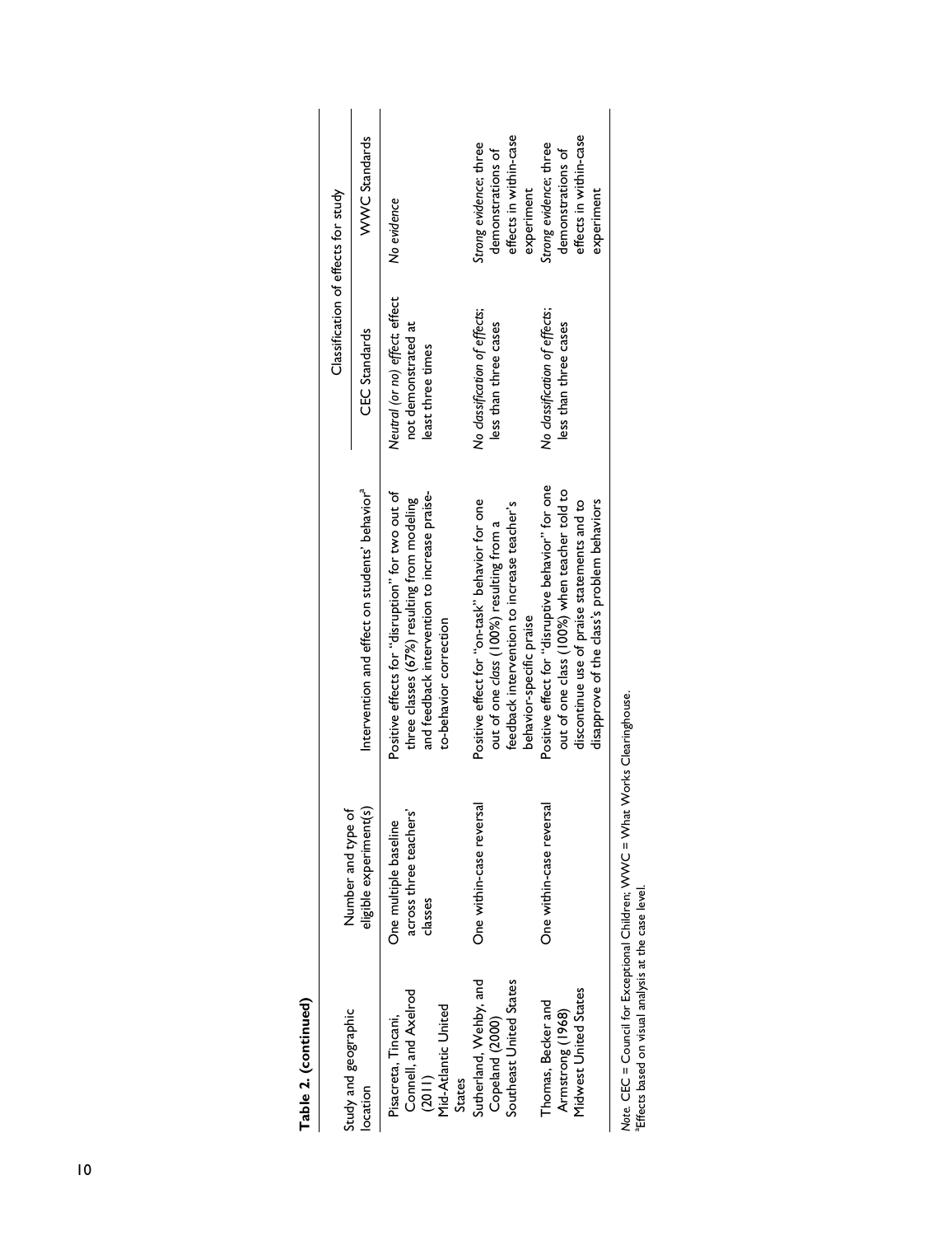**Table 2. (continued)**

| Study and geographic location | Number and type of eligible experiment(s) | Intervention and effect on students' behavior[a] | Classification of effects for study | |
|---|---|---|---|---|
| | | | CEC Standards | WWC Standards |
| Pisacreta, Tincani, Connell, and Axelrod (2011) Mid-Atlantic United States | One multiple baseline across three teachers' classes | Positive effects for "disruption" for two out of three classes (67%) resulting from modeling and feedback intervention to increase praise-to-behavior correction | *Neutral (or no) effect*; effect not demonstrated at least three times | *No evidence* |
| Sutherland, Wehby, and Copeland (2000) Southeast United States | One within-case reversal | Positive effect for "on-task" behavior for one out of one *class* (100%) resulting from a feedback intervention to increase teacher's behavior-specific praise | *No classification of effects*; less than three cases | *Strong evidence*; three demonstrations of effects in within-case experiment |
| Thomas, Becker and Armstrong (1968) Midwest United States | One within-case reversal | Positive effect for "disruptive behavior" for one out of one class (100%) when teacher told to discontinue use of praise statements and to disapprove of the class's problem behaviors | *No classification of effects*; less than three cases | *Strong evidence*; three demonstrations of effects in within-case experiment |

*Note.* CEC = Council for Exceptional Children; WWC = What Works Clearinghouse.
[a]Effects based on visual analysis at the case level.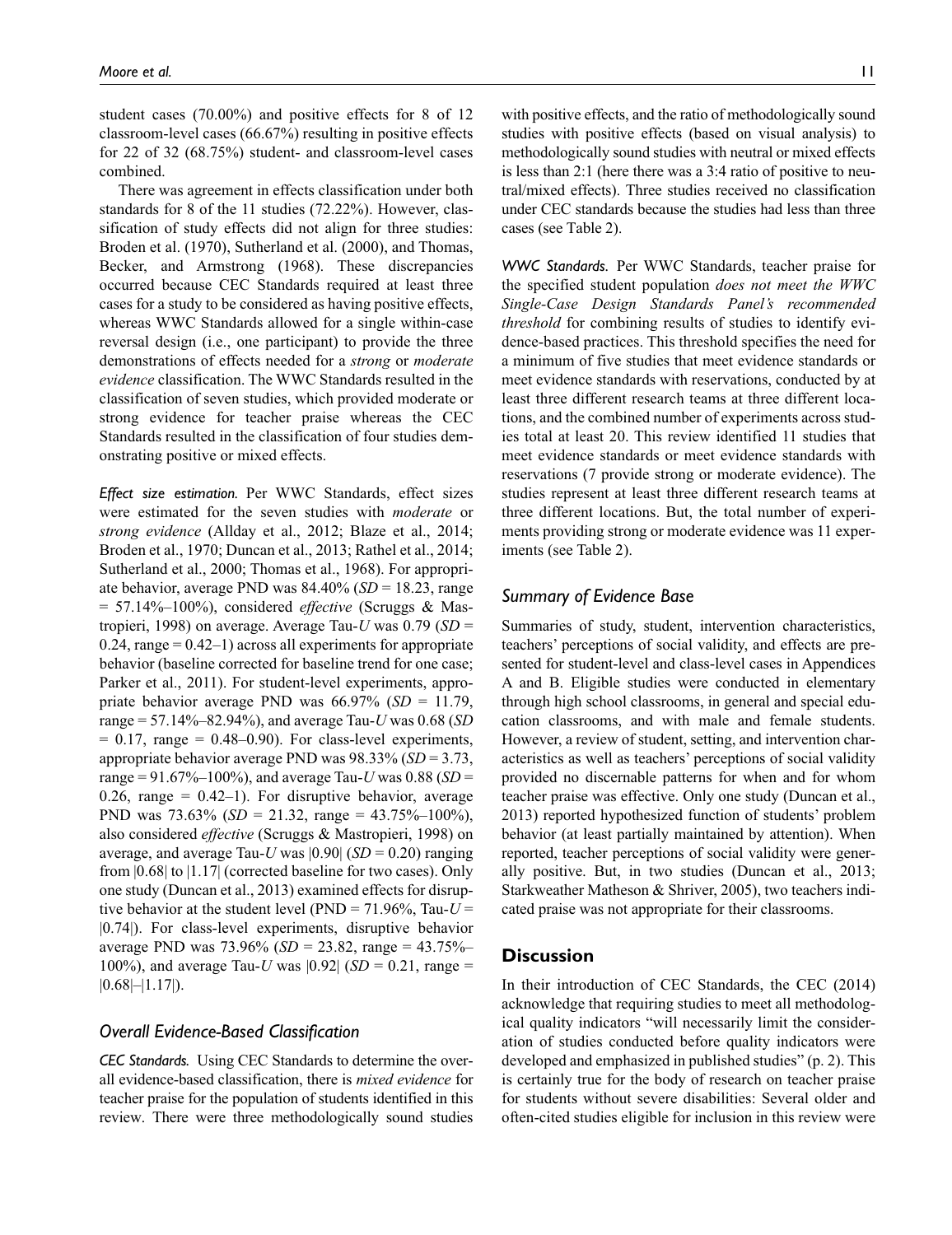student cases (70.00%) and positive effects for 8 of 12 classroom-level cases (66.67%) resulting in positive effects for 22 of 32 (68.75%) student- and classroom-level cases combined.

There was agreement in effects classification under both standards for 8 of the 11 studies (72.22%). However, classification of study effects did not align for three studies: Broden et al. (1970), Sutherland et al. (2000), and Thomas, Becker, and Armstrong (1968). These discrepancies occurred because CEC Standards required at least three cases for a study to be considered as having positive effects, whereas WWC Standards allowed for a single within-case reversal design (i.e., one participant) to provide the three demonstrations of effects needed for a *strong* or *moderate evidence* classification. The WWC Standards resulted in the classification of seven studies, which provided moderate or strong evidence for teacher praise whereas the CEC Standards resulted in the classification of four studies demonstrating positive or mixed effects.

*Effect size estimation.* Per WWC Standards, effect sizes were estimated for the seven studies with *moderate* or *strong evidence* (Allday et al., 2012; Blaze et al., 2014; Broden et al., 1970; Duncan et al., 2013; Rathel et al., 2014; Sutherland et al., 2000; Thomas et al., 1968). For appropriate behavior, average PND was 84.40% ($SD$ = 18.23, range = 57.14%–100%), considered *effective* (Scruggs & Mastropieri, 1998) on average. Average Tau-$U$ was 0.79 ($SD$ = 0.24, range = 0.42–1) across all experiments for appropriate behavior (baseline corrected for baseline trend for one case; Parker et al., 2011). For student-level experiments, appropriate behavior average PND was 66.97% ($SD$ = 11.79, range = 57.14%–82.94%), and average Tau-$U$ was 0.68 ($SD$ = 0.17, range = 0.48–0.90). For class-level experiments, appropriate behavior average PND was 98.33% ($SD$ = 3.73, range = 91.67%–100%), and average Tau-$U$ was 0.88 ($SD$ = 0.26, range = 0.42–1). For disruptive behavior, average PND was 73.63% ($SD$ = 21.32, range = 43.75%–100%), also considered *effective* (Scruggs & Mastropieri, 1998) on average, and average Tau-$U$ was |0.90| ($SD$ = 0.20) ranging from |0.68| to |1.17| (corrected baseline for two cases). Only one study (Duncan et al., 2013) examined effects for disruptive behavior at the student level (PND = 71.96%, Tau-$U$ = |0.74|). For class-level experiments, disruptive behavior average PND was 73.96% ($SD$ = 23.82, range = 43.75%–100%), and average Tau-$U$ was |0.92| ($SD$ = 0.21, range = |0.68|–|1.17|).

### Overall Evidence-Based Classification

*CEC Standards.* Using CEC Standards to determine the overall evidence-based classification, there is *mixed evidence* for teacher praise for the population of students identified in this review. There were three methodologically sound studies with positive effects, and the ratio of methodologically sound studies with positive effects (based on visual analysis) to methodologically sound studies with neutral or mixed effects is less than 2:1 (here there was a 3:4 ratio of positive to neutral/mixed effects). Three studies received no classification under CEC standards because the studies had less than three cases (see Table 2).

*WWC Standards.* Per WWC Standards, teacher praise for the specified student population *does not meet the WWC Single-Case Design Standards Panel's recommended threshold* for combining results of studies to identify evidence-based practices. This threshold specifies the need for a minimum of five studies that meet evidence standards or meet evidence standards with reservations, conducted by at least three different research teams at three different locations, and the combined number of experiments across studies total at least 20. This review identified 11 studies that meet evidence standards or meet evidence standards with reservations (7 provide strong or moderate evidence). The studies represent at least three different research teams at three different locations. But, the total number of experiments providing strong or moderate evidence was 11 experiments (see Table 2).

### Summary of Evidence Base

Summaries of study, student, intervention characteristics, teachers' perceptions of social validity, and effects are presented for student-level and class-level cases in Appendices A and B. Eligible studies were conducted in elementary through high school classrooms, in general and special education classrooms, and with male and female students. However, a review of student, setting, and intervention characteristics as well as teachers' perceptions of social validity provided no discernable patterns for when and for whom teacher praise was effective. Only one study (Duncan et al., 2013) reported hypothesized function of students' problem behavior (at least partially maintained by attention). When reported, teacher perceptions of social validity were generally positive. But, in two studies (Duncan et al., 2013; Starkweather Matheson & Shriver, 2005), two teachers indicated praise was not appropriate for their classrooms.

## Discussion

In their introduction of CEC Standards, the CEC (2014) acknowledge that requiring studies to meet all methodological quality indicators "will necessarily limit the consideration of studies conducted before quality indicators were developed and emphasized in published studies" (p. 2). This is certainly true for the body of research on teacher praise for students without severe disabilities: Several older and often-cited studies eligible for inclusion in this review were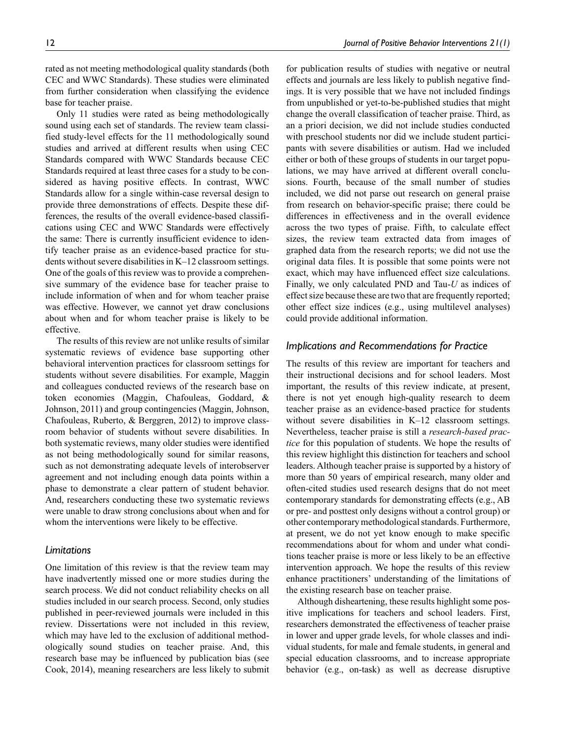rated as not meeting methodological quality standards (both CEC and WWC Standards). These studies were eliminated from further consideration when classifying the evidence base for teacher praise.

Only 11 studies were rated as being methodologically sound using each set of standards. The review team classified study-level effects for the 11 methodologically sound studies and arrived at different results when using CEC Standards compared with WWC Standards because CEC Standards required at least three cases for a study to be considered as having positive effects. In contrast, WWC Standards allow for a single within-case reversal design to provide three demonstrations of effects. Despite these differences, the results of the overall evidence-based classifications using CEC and WWC Standards were effectively the same: There is currently insufficient evidence to identify teacher praise as an evidence-based practice for students without severe disabilities in K–12 classroom settings. One of the goals of this review was to provide a comprehensive summary of the evidence base for teacher praise to include information of when and for whom teacher praise was effective. However, we cannot yet draw conclusions about when and for whom teacher praise is likely to be effective.

The results of this review are not unlike results of similar systematic reviews of evidence base supporting other behavioral intervention practices for classroom settings for students without severe disabilities. For example, Maggin and colleagues conducted reviews of the research base on token economies (Maggin, Chafouleas, Goddard, & Johnson, 2011) and group contingencies (Maggin, Johnson, Chafouleas, Ruberto, & Berggren, 2012) to improve classroom behavior of students without severe disabilities. In both systematic reviews, many older studies were identified as not being methodologically sound for similar reasons, such as not demonstrating adequate levels of interobserver agreement and not including enough data points within a phase to demonstrate a clear pattern of student behavior. And, researchers conducting these two systematic reviews were unable to draw strong conclusions about when and for whom the interventions were likely to be effective.

### *Limitations*

One limitation of this review is that the review team may have inadvertently missed one or more studies during the search process. We did not conduct reliability checks on all studies included in our search process. Second, only studies published in peer-reviewed journals were included in this review. Dissertations were not included in this review, which may have led to the exclusion of additional methodologically sound studies on teacher praise. And, this research base may be influenced by publication bias (see Cook, 2014), meaning researchers are less likely to submit for publication results of studies with negative or neutral effects and journals are less likely to publish negative findings. It is very possible that we have not included findings from unpublished or yet-to-be-published studies that might change the overall classification of teacher praise. Third, as an a priori decision, we did not include studies conducted with preschool students nor did we include student participants with severe disabilities or autism. Had we included either or both of these groups of students in our target populations, we may have arrived at different overall conclusions. Fourth, because of the small number of studies included, we did not parse out research on general praise from research on behavior-specific praise; there could be differences in effectiveness and in the overall evidence across the two types of praise. Fifth, to calculate effect sizes, the review team extracted data from images of graphed data from the research reports; we did not use the original data files. It is possible that some points were not exact, which may have influenced effect size calculations. Finally, we only calculated PND and Tau-*U* as indices of effect size because these are two that are frequently reported; other effect size indices (e.g., using multilevel analyses) could provide additional information.

### *Implications and Recommendations for Practice*

The results of this review are important for teachers and their instructional decisions and for school leaders. Most important, the results of this review indicate, at present, there is not yet enough high-quality research to deem teacher praise as an evidence-based practice for students without severe disabilities in K–12 classroom settings. Nevertheless, teacher praise is still a *research-based practice* for this population of students. We hope the results of this review highlight this distinction for teachers and school leaders. Although teacher praise is supported by a history of more than 50 years of empirical research, many older and often-cited studies used research designs that do not meet contemporary standards for demonstrating effects (e.g., AB or pre- and posttest only designs without a control group) or other contemporary methodological standards. Furthermore, at present, we do not yet know enough to make specific recommendations about for whom and under what conditions teacher praise is more or less likely to be an effective intervention approach. We hope the results of this review enhance practitioners' understanding of the limitations of the existing research base on teacher praise.

Although disheartening, these results highlight some positive implications for teachers and school leaders. First, researchers demonstrated the effectiveness of teacher praise in lower and upper grade levels, for whole classes and individual students, for male and female students, in general and special education classrooms, and to increase appropriate behavior (e.g., on-task) as well as decrease disruptive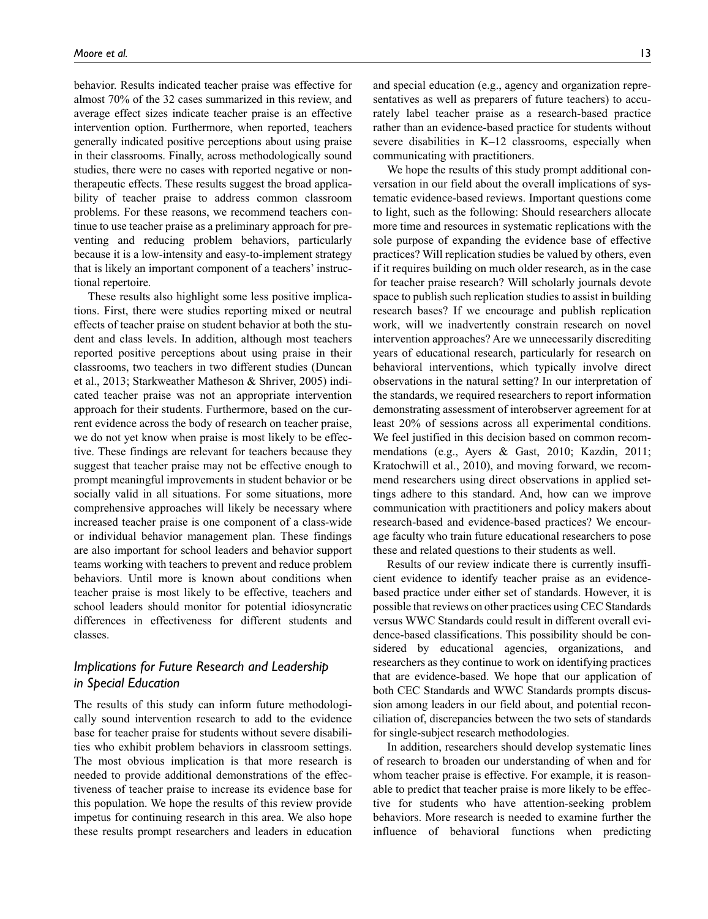behavior. Results indicated teacher praise was effective for almost 70% of the 32 cases summarized in this review, and average effect sizes indicate teacher praise is an effective intervention option. Furthermore, when reported, teachers generally indicated positive perceptions about using praise in their classrooms. Finally, across methodologically sound studies, there were no cases with reported negative or non-therapeutic effects. These results suggest the broad applicability of teacher praise to address common classroom problems. For these reasons, we recommend teachers continue to use teacher praise as a preliminary approach for preventing and reducing problem behaviors, particularly because it is a low-intensity and easy-to-implement strategy that is likely an important component of a teachers' instructional repertoire.

These results also highlight some less positive implications. First, there were studies reporting mixed or neutral effects of teacher praise on student behavior at both the student and class levels. In addition, although most teachers reported positive perceptions about using praise in their classrooms, two teachers in two different studies (Duncan et al., 2013; Starkweather Matheson & Shriver, 2005) indicated teacher praise was not an appropriate intervention approach for their students. Furthermore, based on the current evidence across the body of research on teacher praise, we do not yet know when praise is most likely to be effective. These findings are relevant for teachers because they suggest that teacher praise may not be effective enough to prompt meaningful improvements in student behavior or be socially valid in all situations. For some situations, more comprehensive approaches will likely be necessary where increased teacher praise is one component of a class-wide or individual behavior management plan. These findings are also important for school leaders and behavior support teams working with teachers to prevent and reduce problem behaviors. Until more is known about conditions when teacher praise is most likely to be effective, teachers and school leaders should monitor for potential idiosyncratic differences in effectiveness for different students and classes.

## *Implications for Future Research and Leadership in Special Education*

The results of this study can inform future methodologically sound intervention research to add to the evidence base for teacher praise for students without severe disabilities who exhibit problem behaviors in classroom settings. The most obvious implication is that more research is needed to provide additional demonstrations of the effectiveness of teacher praise to increase its evidence base for this population. We hope the results of this review provide impetus for continuing research in this area. We also hope these results prompt researchers and leaders in education and special education (e.g., agency and organization representatives as well as preparers of future teachers) to accurately label teacher praise as a research-based practice rather than an evidence-based practice for students without severe disabilities in K–12 classrooms, especially when communicating with practitioners.

We hope the results of this study prompt additional conversation in our field about the overall implications of systematic evidence-based reviews. Important questions come to light, such as the following: Should researchers allocate more time and resources in systematic replications with the sole purpose of expanding the evidence base of effective practices? Will replication studies be valued by others, even if it requires building on much older research, as in the case for teacher praise research? Will scholarly journals devote space to publish such replication studies to assist in building research bases? If we encourage and publish replication work, will we inadvertently constrain research on novel intervention approaches? Are we unnecessarily discrediting years of educational research, particularly for research on behavioral interventions, which typically involve direct observations in the natural setting? In our interpretation of the standards, we required researchers to report information demonstrating assessment of interobserver agreement for at least 20% of sessions across all experimental conditions. We feel justified in this decision based on common recommendations (e.g., Ayers & Gast, 2010; Kazdin, 2011; Kratochwill et al., 2010), and moving forward, we recommend researchers using direct observations in applied settings adhere to this standard. And, how can we improve communication with practitioners and policy makers about research-based and evidence-based practices? We encourage faculty who train future educational researchers to pose these and related questions to their students as well.

Results of our review indicate there is currently insufficient evidence to identify teacher praise as an evidence-based practice under either set of standards. However, it is possible that reviews on other practices using CEC Standards versus WWC Standards could result in different overall evidence-based classifications. This possibility should be considered by educational agencies, organizations, and researchers as they continue to work on identifying practices that are evidence-based. We hope that our application of both CEC Standards and WWC Standards prompts discussion among leaders in our field about, and potential reconciliation of, discrepancies between the two sets of standards for single-subject research methodologies.

In addition, researchers should develop systematic lines of research to broaden our understanding of when and for whom teacher praise is effective. For example, it is reasonable to predict that teacher praise is more likely to be effective for students who have attention-seeking problem behaviors. More research is needed to examine further the influence of behavioral functions when predicting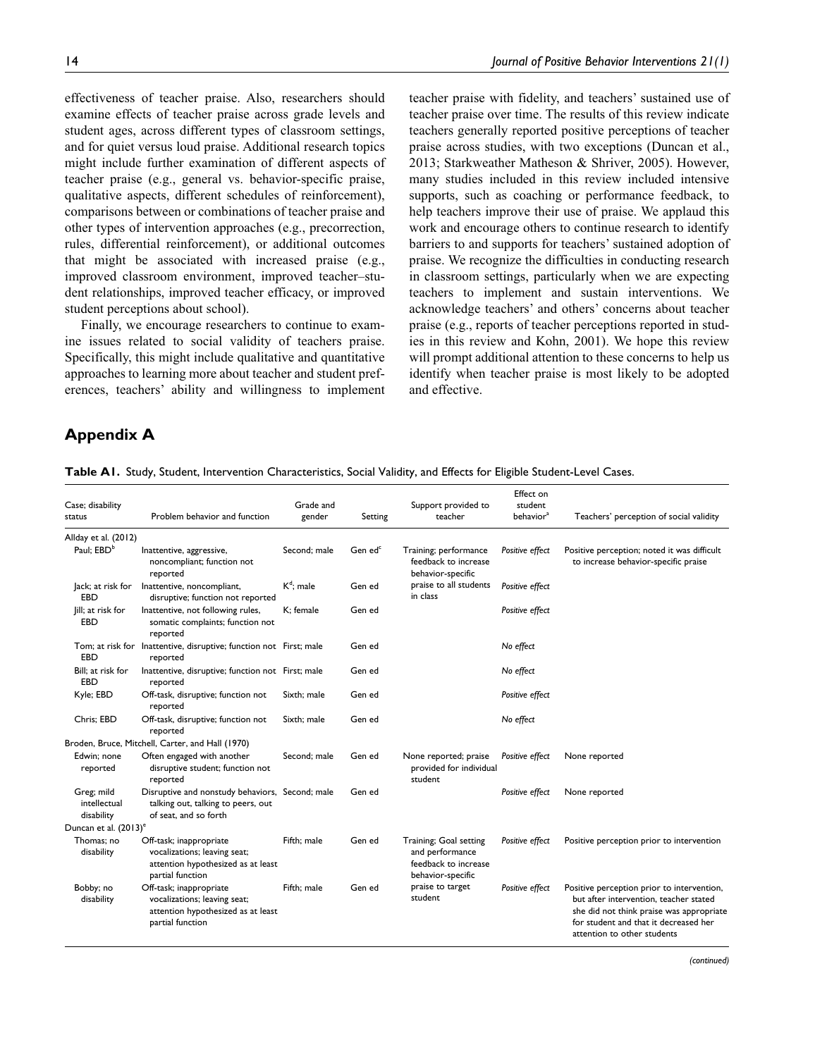effectiveness of teacher praise. Also, researchers should examine effects of teacher praise across grade levels and student ages, across different types of classroom settings, and for quiet versus loud praise. Additional research topics might include further examination of different aspects of teacher praise (e.g., general vs. behavior-specific praise, qualitative aspects, different schedules of reinforcement), comparisons between or combinations of teacher praise and other types of intervention approaches (e.g., precorrection, rules, differential reinforcement), or additional outcomes that might be associated with increased praise (e.g., improved classroom environment, improved teacher–student relationships, improved teacher efficacy, or improved student perceptions about school).

Finally, we encourage researchers to continue to examine issues related to social validity of teachers praise. Specifically, this might include qualitative and quantitative approaches to learning more about teacher and student preferences, teachers' ability and willingness to implement teacher praise with fidelity, and teachers' sustained use of teacher praise over time. The results of this review indicate teachers generally reported positive perceptions of teacher praise across studies, with two exceptions (Duncan et al., 2013; Starkweather Matheson & Shriver, 2005). However, many studies included in this review included intensive supports, such as coaching or performance feedback, to help teachers improve their use of praise. We applaud this work and encourage others to continue research to identify barriers to and supports for teachers' sustained adoption of praise. We recognize the difficulties in conducting research in classroom settings, particularly when we are expecting teachers to implement and sustain interventions. We acknowledge teachers' and others' concerns about teacher praise (e.g., reports of teacher perceptions reported in studies in this review and Kohn, 2001). We hope this review will prompt additional attention to these concerns to help us identify when teacher praise is most likely to be adopted and effective.

## Appendix A

**Table A1.** Study, Student, Intervention Characteristics, Social Validity, and Effects for Eligible Student-Level Cases.

| Case; disability status | Problem behavior and function | Grade and gender | Setting | Support provided to teacher | Effect on student behavior[a] | Teachers' perception of social validity |
|---|---|---|---|---|---|---|
| Allday et al. (2012) | | | | | | |
| Paul; EBD[b] | Inattentive, aggressive, noncompliant; function not reported | Second; male | Gen ed[c] | Training; performance feedback to increase behavior-specific praise to all students in class | *Positive effect* | Positive perception; noted it was difficult to increase behavior-specific praise |
| Jack; at risk for EBD | Inattentive, noncompliant, disruptive; function not reported | K[d]; male | Gen ed | | *Positive effect* | |
| Jill; at risk for EBD | Inattentive, not following rules, somatic complaints; function not reported | K; female | Gen ed | | *Positive effect* | |
| Tom; at risk for EBD | Inattentive, disruptive; function not reported | First; male | Gen ed | | *No effect* | |
| Bill; at risk for EBD | Inattentive, disruptive; function not reported | First; male | Gen ed | | *No effect* | |
| Kyle; EBD | Off-task, disruptive; function not reported | Sixth; male | Gen ed | | *Positive effect* | |
| Chris; EBD | Off-task, disruptive; function not reported | Sixth; male | Gen ed | | *No effect* | |
| Broden, Bruce, Mitchell, Carter, and Hall (1970) | | | | | | |
| Edwin; none reported | Often engaged with another disruptive student; function not reported | Second; male | Gen ed | None reported; praise provided for individual student | *Positive effect* | None reported |
| Greg; mild intellectual disability | Disruptive and nonstudy behaviors, talking out, talking to peers, out of seat, and so forth | Second; male | Gen ed | | *Positive effect* | None reported |
| Duncan et al. (2013)[e] | | | | | | |
| Thomas; no disability | Off-task; inappropriate vocalizations; leaving seat; attention hypothesized as at least partial function | Fifth; male | Gen ed | Training; Goal setting and performance feedback to increase behavior-specific praise to target student | *Positive effect* | Positive perception prior to intervention |
| Bobby; no disability | Off-task; inappropriate vocalizations; leaving seat; attention hypothesized as at least partial function | Fifth; male | Gen ed | | *Positive effect* | Positive perception prior to intervention, but after intervention, teacher stated she did not think praise was appropriate for student and that it decreased her attention to other students |

*(continued)*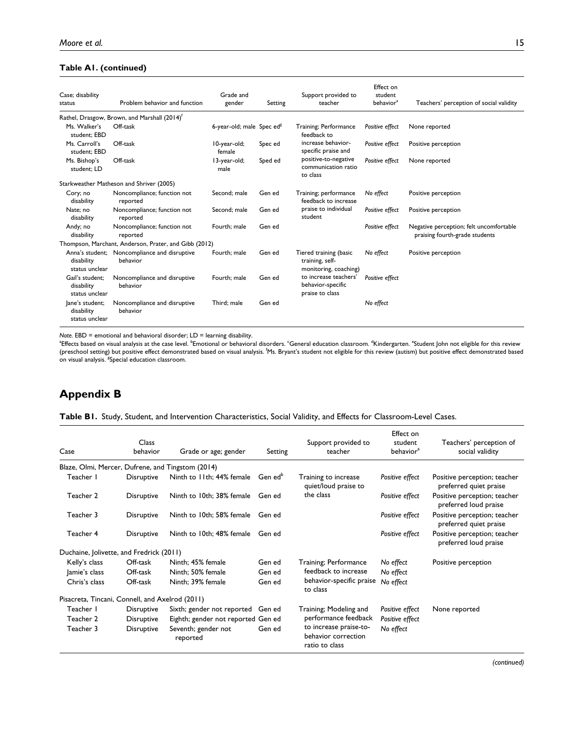**Table A1. (continued)**

| Case; disability status | Problem behavior and function | Grade and gender | Setting | Support provided to teacher | Effect on student behavior[a] | Teachers' perception of social validity |
|---|---|---|---|---|---|---|
| Rathel, Drasgow, Brown, and Marshall (2014)[f] | | | | | | |
| Ms. Walker's student; EBD | Off-task | 6-year-old; male | Spec ed[g] | Training; Performance feedback to increase behavior-specific praise and positive-to-negative communication ratio to class | *Positive effect* | None reported |
| Ms. Carroll's student; EBD | Off-task | 10-year-old; female | Spec ed | | *Positive effect* | Positive perception |
| Ms. Bishop's student; LD | Off-task | 13-year-old; male | Sped ed | | *Positive effect* | None reported |
| Starkweather Matheson and Shriver (2005) | | | | | | |
| Cory; no disability | Noncompliance; function not reported | Second; male | Gen ed | Training; performance feedback to increase praise to individual student | *No effect* | Positive perception |
| Nate; no disability | Noncompliance; function not reported | Second; male | Gen ed | | *Positive effect* | Positive perception |
| Andy; no disability | Noncompliance; function not reported | Fourth; male | Gen ed | | *Positive effect* | Negative perception; felt uncomfortable praising fourth-grade students |
| Thompson, Marchant, Anderson, Prater, and Gibb (2012) | | | | | | |
| Anna's student; disability status unclear | Noncompliance and disruptive behavior | Fourth; male | Gen ed | Tiered training (basic training, self-monitoring, coaching) to increase teachers' behavior-specific praise to class | *No effect* | Positive perception |
| Gail's student; disability status unclear | Noncompliance and disruptive behavior | Fourth; male | Gen ed | | *Positive effect* | |
| Jane's student; disability status unclear | Noncompliance and disruptive behavior | Third; male | Gen ed | | *No effect* | |

*Note.* EBD = emotional and behavioral disorder; LD = learning disability.
[a]Effects based on visual analysis at the case level. [b]Emotional or behavioral disorders. [c]General education classroom. [d]Kindergarten. [e]Student John not eligible for this review (preschool setting) but positive effect demonstrated based on visual analysis. [f]Ms. Bryant's student not eligible for this review (autism) but positive effect demonstrated based on visual analysis. [g]Special education classroom.

# Appendix B

**Table B1.** Study, Student, and Intervention Characteristics, Social Validity, and Effects for Classroom-Level Cases.

| Case | Class behavior | Grade or age; gender | Setting | Support provided to teacher | Effect on student behavior[a] | Teachers' perception of social validity |
|---|---|---|---|---|---|---|
| Blaze, Olmi, Mercer, Dufrene, and Tingstom (2014) | | | | | | |
| Teacher 1 | Disruptive | Ninth to 11th; 44% female | Gen ed[b] | Training to increase quiet/loud praise to the class | *Positive effect* | Positive perception; teacher preferred quiet praise |
| Teacher 2 | Disruptive | Ninth to 10th; 38% female | Gen ed | | *Positive effect* | Positive perception; teacher preferred loud praise |
| Teacher 3 | Disruptive | Ninth to 10th; 58% female | Gen ed | | *Positive effect* | Positive perception; teacher preferred quiet praise |
| Teacher 4 | Disruptive | Ninth to 10th; 48% female | Gen ed | | *Positive effect* | Positive perception; teacher preferred loud praise |
| Duchaine, Jolivette, and Fredrick (2011) | | | | | | |
| Kelly's class | Off-task | Ninth; 45% female | Gen ed | Training; Performance feedback to increase behavior-specific praise to class | *No effect* | Positive perception |
| Jamie's class | Off-task | Ninth; 50% female | Gen ed | | *No effect* | |
| Chris's class | Off-task | Ninth; 39% female | Gen ed | | *No effect* | |
| Pisacreta, Tincani, Connell, and Axelrod (2011) | | | | | | |
| Teacher 1 | Disruptive | Sixth; gender not reported | Gen ed | Training; Modeling and performance feedback to increase praise-to-behavior correction ratio to class | *Positive effect* | None reported |
| Teacher 2 | Disruptive | Eighth; gender not reported | Gen ed | | *Positive effect* | |
| Teacher 3 | Disruptive | Seventh; gender not reported | Gen ed | | *No effect* | |

*(continued)*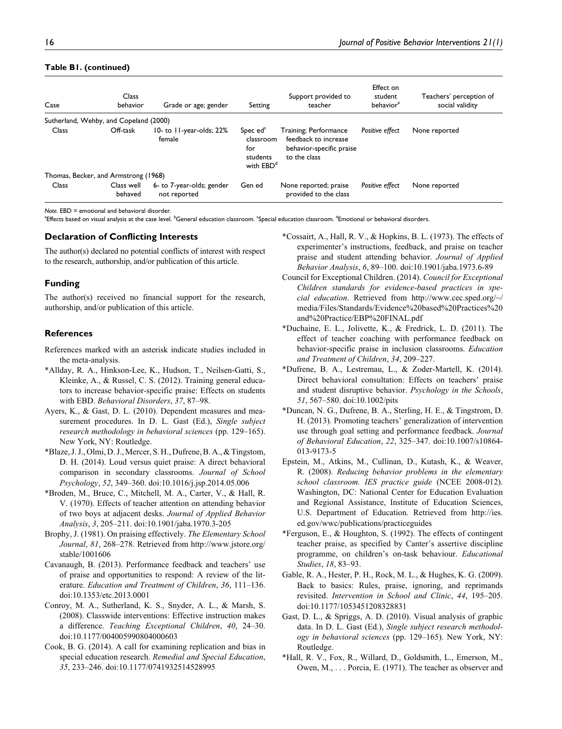**Table B1. (continued)**

| Case | Class behavior | Grade or age; gender | Setting | Support provided to teacher | Effect on student behavior[a] | Teachers' perception of social validity |
|---|---|---|---|---|---|---|
| Sutherland, Wehby, and Copeland (2000) | | | | | | |
| Class | Off-task | 10- to 11-year-olds; 22% female | Spec ed[c] classroom for students with EBD[d] | Training; Performance feedback to increase behavior-specific praise to the class | *Positive effect* | None reported |
| Thomas, Becker, and Armstrong (1968) | | | | | | |
| Class | Class well behaved | 6- to 7-year-olds; gender not reported | Gen ed | None reported; praise provided to the class | *Positive effect* | None reported |

*Note.* EBD = emotional and behavioral disorder.
[a]Effects based on visual analysis at the case level. [b]General education classroom. [c]Special education classroom. [d]Emotional or behavioral disorders.

### Declaration of Conflicting Interests

The author(s) declared no potential conflicts of interest with respect to the research, authorship, and/or publication of this article.

### Funding

The author(s) received no financial support for the research, authorship, and/or publication of this article.

### References

References marked with an asterisk indicate studies included in the meta-analysis.

*Allday, R. A., Hinkson-Lee, K., Hudson, T., Neilsen-Gatti, S., Kleinke, A., & Russel, C. S. (2012). Training general educators to increase behavior-specific praise: Effects on students with EBD. *Behavioral Disorders*, *37*, 87–98.

Ayers, K., & Gast, D. L. (2010). Dependent measures and measurement procedures. In D. L. Gast (Ed.), *Single subject research methodology in behavioral sciences* (pp. 129–165). New York, NY: Routledge.

*Blaze, J. J., Olmi, D. J., Mercer, S. H., Dufrene, B. A., & Tingstom, D. H. (2014). Loud versus quiet praise: A direct behavioral comparison in secondary classrooms. *Journal of School Psychology*, *52*, 349–360. doi:10.1016/j.jsp.2014.05.006

*Broden, M., Bruce, C., Mitchell, M. A., Carter, V., & Hall, R. V. (1970). Effects of teacher attention on attending behavior of two boys at adjacent desks. *Journal of Applied Behavior Analysis*, *3*, 205–211. doi:10.1901/jaba.1970.3-205

Brophy, J. (1981). On praising effectively. *The Elementary School Journal*, *81*, 268–278. Retrieved from http://www.jstore.org/stable/1001606

Cavanaugh, B. (2013). Performance feedback and teachers' use of praise and opportunities to respond: A review of the literature. *Education and Treatment of Children*, *36*, 111–136. doi:10.1353/etc.2013.0001

Conroy, M. A., Sutherland, K. S., Snyder, A. L., & Marsh, S. (2008). Classwide interventions: Effective instruction makes a difference. *Teaching Exceptional Children*, *40*, 24–30. doi:10.1177/004005990804000603

Cook, B. G. (2014). A call for examining replication and bias in special education research. *Remedial and Special Education*, *35*, 233–246. doi:10.1177/0741932514528995

*Cossairt, A., Hall, R. V., & Hopkins, B. L. (1973). The effects of experimenter's instructions, feedback, and praise on teacher praise and student attending behavior. *Journal of Applied Behavior Analysis*, *6*, 89–100. doi:10.1901/jaba.1973.6-89

Council for Exceptional Children. (2014). *Council for Exceptional Children standards for evidence-based practices in special education*. Retrieved from http://www.cec.sped.org/~/media/Files/Standards/Evidence%20based%20Practices%20and%20Practice/EBP%20FINAL.pdf

*Duchaine, E. L., Jolivette, K., & Fredrick, L. D. (2011). The effect of teacher coaching with performance feedback on behavior-specific praise in inclusion classrooms. *Education and Treatment of Children*, *34*, 209–227.

*Dufrene, B. A., Lestremau, L., & Zoder-Martell, K. (2014). Direct behavioral consultation: Effects on teachers' praise and student disruptive behavior. *Psychology in the Schools*, *51*, 567–580. doi:10.1002/pits

*Duncan, N. G., Dufrene, B. A., Sterling, H. E., & Tingstrom, D. H. (2013). Promoting teachers' generalization of intervention use through goal setting and performance feedback. *Journal of Behavioral Education*, *22*, 325–347. doi:10.1007/s10864-013-9173-5

Epstein, M., Atkins, M., Cullinan, D., Kutash, K., & Weaver, R. (2008). *Reducing behavior problems in the elementary school classroom. IES practice guide* (NCEE 2008-012). Washington, DC: National Center for Education Evaluation and Regional Assistance, Institute of Education Sciences, U.S. Department of Education. Retrieved from http://ies.ed.gov/wwc/publications/practiceguides

*Ferguson, E., & Houghton, S. (1992). The effects of contingent teacher praise, as specified by Canter's assertive discipline programme, on children's on-task behaviour. *Educational Studies*, *18*, 83–93.

Gable, R. A., Hester, P. H., Rock, M. L., & Hughes, K. G. (2009). Back to basics: Rules, praise, ignoring, and reprimands revisited. *Intervention in School and Clinic*, *44*, 195–205. doi:10.1177/1053451208328831

Gast, D. L., & Spriggs, A. D. (2010). Visual analysis of graphic data. In D. L. Gast (Ed.), *Single subject research methodology in behavioral sciences* (pp. 129–165). New York, NY: Routledge.

*Hall, R. V., Fox, R., Willard, D., Goldsmith, L., Emerson, M., Owen, M., . . . Porcia, E. (1971). The teacher as observer and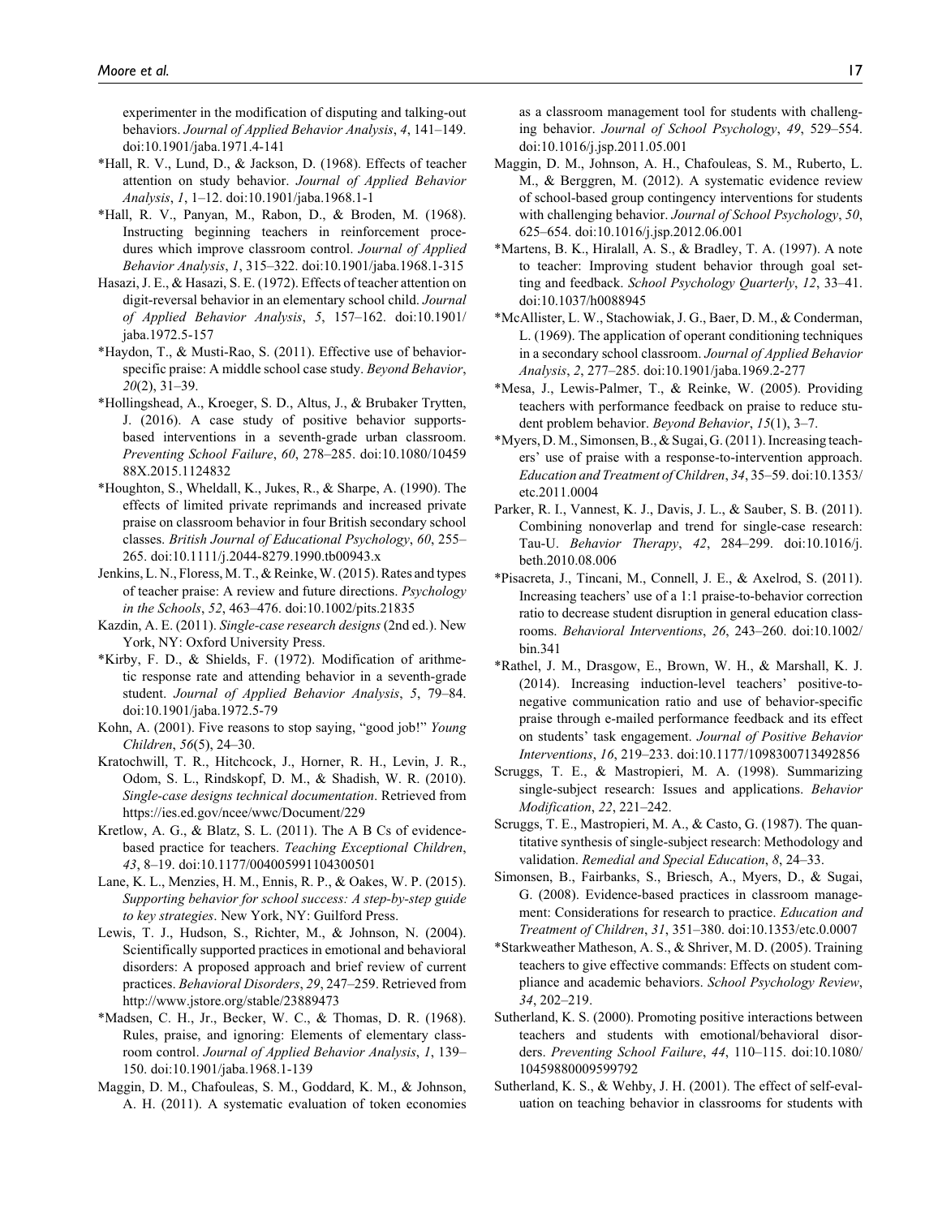experimenter in the modification of disputing and talking-out behaviors. *Journal of Applied Behavior Analysis*, *4*, 141–149. doi:10.1901/jaba.1971.4-141

*Hall, R. V., Lund, D., & Jackson, D. (1968). Effects of teacher attention on study behavior. *Journal of Applied Behavior Analysis*, *1*, 1–12. doi:10.1901/jaba.1968.1-1

*Hall, R. V., Panyan, M., Rabon, D., & Broden, M. (1968). Instructing beginning teachers in reinforcement procedures which improve classroom control. *Journal of Applied Behavior Analysis*, *1*, 315–322. doi:10.1901/jaba.1968.1-315

Hasazi, J. E., & Hasazi, S. E. (1972). Effects of teacher attention on digit-reversal behavior in an elementary school child. *Journal of Applied Behavior Analysis*, *5*, 157–162. doi:10.1901/jaba.1972.5-157

*Haydon, T., & Musti-Rao, S. (2011). Effective use of behavior-specific praise: A middle school case study. *Beyond Behavior*, *20*(2), 31–39.

*Hollingshead, A., Kroeger, S. D., Altus, J., & Brubaker Trytten, J. (2016). A case study of positive behavior supports-based interventions in a seventh-grade urban classroom. *Preventing School Failure*, *60*, 278–285. doi:10.1080/1045988X.2015.1124832

*Houghton, S., Wheldall, K., Jukes, R., & Sharpe, A. (1990). The effects of limited private reprimands and increased private praise on classroom behavior in four British secondary school classes. *British Journal of Educational Psychology*, *60*, 255–265. doi:10.1111/j.2044-8279.1990.tb00943.x

Jenkins, L. N., Floress, M. T., & Reinke, W. (2015). Rates and types of teacher praise: A review and future directions. *Psychology in the Schools*, *52*, 463–476. doi:10.1002/pits.21835

Kazdin, A. E. (2011). *Single-case research designs* (2nd ed.). New York, NY: Oxford University Press.

*Kirby, F. D., & Shields, F. (1972). Modification of arithmetic response rate and attending behavior in a seventh-grade student. *Journal of Applied Behavior Analysis*, *5*, 79–84. doi:10.1901/jaba.1972.5-79

Kohn, A. (2001). Five reasons to stop saying, "good job!" *Young Children*, *56*(5), 24–30.

Kratochwill, T. R., Hitchcock, J., Horner, R. H., Levin, J. R., Odom, S. L., Rindskopf, D. M., & Shadish, W. R. (2010). *Single-case designs technical documentation*. Retrieved from https://ies.ed.gov/ncee/wwc/Document/229

Kretlow, A. G., & Blatz, S. L. (2011). The A B Cs of evidence-based practice for teachers. *Teaching Exceptional Children*, *43*, 8–19. doi:10.1177/004005991104300501

Lane, K. L., Menzies, H. M., Ennis, R. P., & Oakes, W. P. (2015). *Supporting behavior for school success: A step-by-step guide to key strategies*. New York, NY: Guilford Press.

Lewis, T. J., Hudson, S., Richter, M., & Johnson, N. (2004). Scientifically supported practices in emotional and behavioral disorders: A proposed approach and brief review of current practices. *Behavioral Disorders*, *29*, 247–259. Retrieved from http://www.jstore.org/stable/23889473

*Madsen, C. H., Jr., Becker, W. C., & Thomas, D. R. (1968). Rules, praise, and ignoring: Elements of elementary classroom control. *Journal of Applied Behavior Analysis*, *1*, 139–150. doi:10.1901/jaba.1968.1-139

Maggin, D. M., Chafouleas, S. M., Goddard, K. M., & Johnson, A. H. (2011). A systematic evaluation of token economies as a classroom management tool for students with challenging behavior. *Journal of School Psychology*, *49*, 529–554. doi:10.1016/j.jsp.2011.05.001

Maggin, D. M., Johnson, A. H., Chafouleas, S. M., Ruberto, L. M., & Berggren, M. (2012). A systematic evidence review of school-based group contingency interventions for students with challenging behavior. *Journal of School Psychology*, *50*, 625–654. doi:10.1016/j.jsp.2012.06.001

*Martens, B. K., Hiralall, A. S., & Bradley, T. A. (1997). A note to teacher: Improving student behavior through goal setting and feedback. *School Psychology Quarterly*, *12*, 33–41. doi:10.1037/h0088945

*McAllister, L. W., Stachowiak, J. G., Baer, D. M., & Conderman, L. (1969). The application of operant conditioning techniques in a secondary school classroom. *Journal of Applied Behavior Analysis*, *2*, 277–285. doi:10.1901/jaba.1969.2-277

*Mesa, J., Lewis-Palmer, T., & Reinke, W. (2005). Providing teachers with performance feedback on praise to reduce student problem behavior. *Beyond Behavior*, *15*(1), 3–7.

*Myers, D. M., Simonsen, B., & Sugai, G. (2011). Increasing teachers' use of praise with a response-to-intervention approach. *Education and Treatment of Children*, *34*, 35–59. doi:10.1353/etc.2011.0004

Parker, R. I., Vannest, K. J., Davis, J. L., & Sauber, S. B. (2011). Combining nonoverlap and trend for single-case research: Tau-U. *Behavior Therapy*, *42*, 284–299. doi:10.1016/j.beth.2010.08.006

*Pisacreta, J., Tincani, M., Connell, J. E., & Axelrod, S. (2011). Increasing teachers' use of a 1:1 praise-to-behavior correction ratio to decrease student disruption in general education classrooms. *Behavioral Interventions*, *26*, 243–260. doi:10.1002/bin.341

*Rathel, J. M., Drasgow, E., Brown, W. H., & Marshall, K. J. (2014). Increasing induction-level teachers' positive-to-negative communication ratio and use of behavior-specific praise through e-mailed performance feedback and its effect on students' task engagement. *Journal of Positive Behavior Interventions*, *16*, 219–233. doi:10.1177/1098300713492856

Scruggs, T. E., & Mastropieri, M. A. (1998). Summarizing single-subject research: Issues and applications. *Behavior Modification*, *22*, 221–242.

Scruggs, T. E., Mastropieri, M. A., & Casto, G. (1987). The quantitative synthesis of single-subject research: Methodology and validation. *Remedial and Special Education*, *8*, 24–33.

Simonsen, B., Fairbanks, S., Briesch, A., Myers, D., & Sugai, G. (2008). Evidence-based practices in classroom management: Considerations for research to practice. *Education and Treatment of Children*, *31*, 351–380. doi:10.1353/etc.0.0007

*Starkweather Matheson, A. S., & Shriver, M. D. (2005). Training teachers to give effective commands: Effects on student compliance and academic behaviors. *School Psychology Review*, *34*, 202–219.

Sutherland, K. S. (2000). Promoting positive interactions between teachers and students with emotional/behavioral disorders. *Preventing School Failure*, *44*, 110–115. doi:10.1080/10459880009599792

Sutherland, K. S., & Wehby, J. H. (2001). The effect of self-evaluation on teaching behavior in classrooms for students with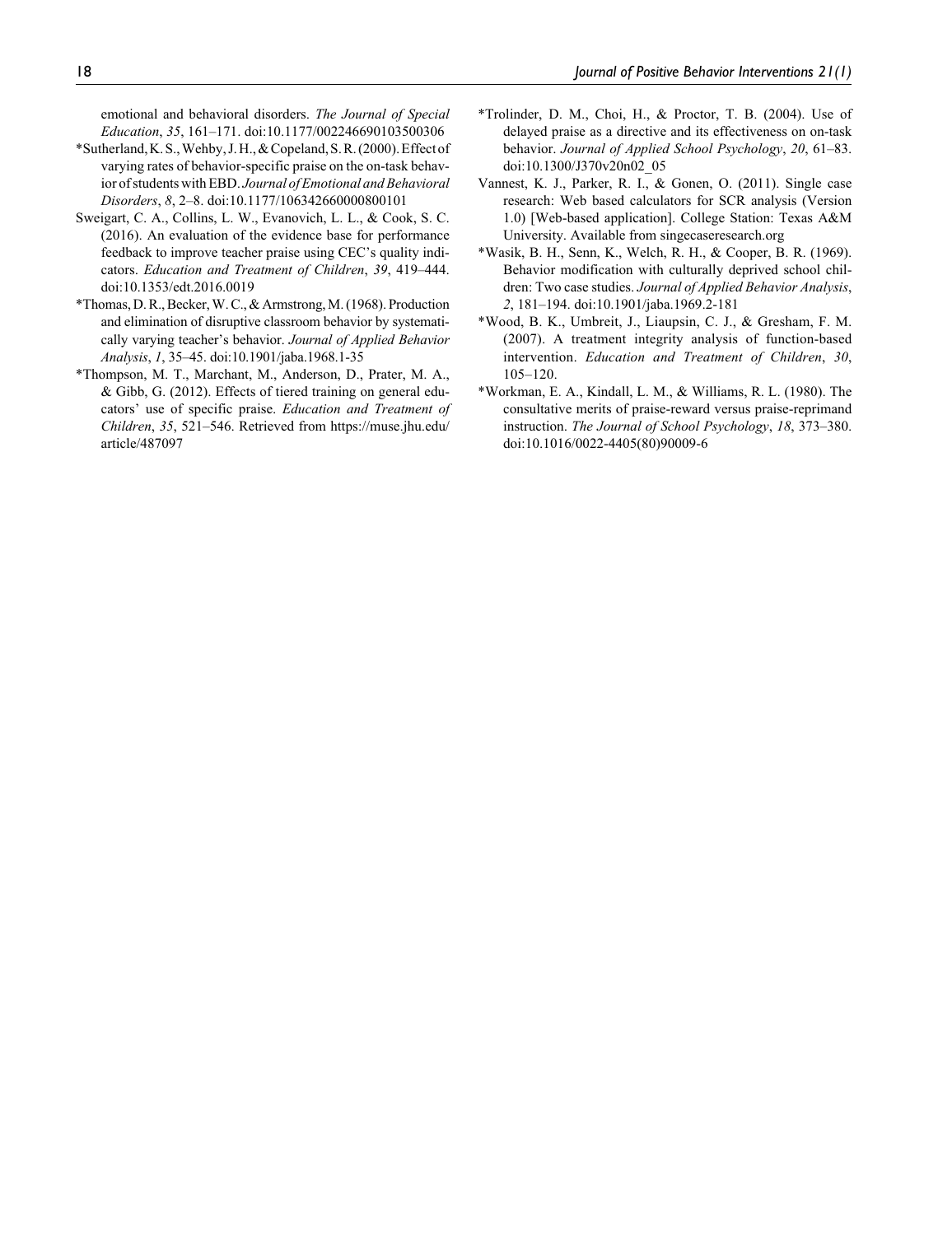emotional and behavioral disorders. *The Journal of Special Education*, *35*, 161–171. doi:10.1177/002246690103500306

*Sutherland, K. S., Wehby, J. H., & Copeland, S. R. (2000). Effect of varying rates of behavior-specific praise on the on-task behavior of students with EBD. *Journal of Emotional and Behavioral Disorders*, *8*, 2–8. doi:10.1177/106342660000800101

Sweigart, C. A., Collins, L. W., Evanovich, L. L., & Cook, S. C. (2016). An evaluation of the evidence base for performance feedback to improve teacher praise using CEC's quality indicators. *Education and Treatment of Children*, *39*, 419–444. doi:10.1353/edt.2016.0019

*Thomas, D. R., Becker, W. C., & Armstrong, M. (1968). Production and elimination of disruptive classroom behavior by systematically varying teacher's behavior. *Journal of Applied Behavior Analysis*, *1*, 35–45. doi:10.1901/jaba.1968.1-35

*Thompson, M. T., Marchant, M., Anderson, D., Prater, M. A., & Gibb, G. (2012). Effects of tiered training on general educators' use of specific praise. *Education and Treatment of Children*, *35*, 521–546. Retrieved from https://muse.jhu.edu/article/487097

*Trolinder, D. M., Choi, H., & Proctor, T. B. (2004). Use of delayed praise as a directive and its effectiveness on on-task behavior. *Journal of Applied School Psychology*, *20*, 61–83. doi:10.1300/J370v20n02_05

Vannest, K. J., Parker, R. I., & Gonen, O. (2011). Single case research: Web based calculators for SCR analysis (Version 1.0) [Web-based application]. College Station: Texas A&M University. Available from singecaseresearch.org

*Wasik, B. H., Senn, K., Welch, R. H., & Cooper, B. R. (1969). Behavior modification with culturally deprived school children: Two case studies. *Journal of Applied Behavior Analysis*, *2*, 181–194. doi:10.1901/jaba.1969.2-181

*Wood, B. K., Umbreit, J., Liaupsin, C. J., & Gresham, F. M. (2007). A treatment integrity analysis of function-based intervention. *Education and Treatment of Children*, *30*, 105–120.

*Workman, E. A., Kindall, L. M., & Williams, R. L. (1980). The consultative merits of praise-reward versus praise-reprimand instruction. *The Journal of School Psychology*, *18*, 373–380. doi:10.1016/0022-4405(80)90009-6